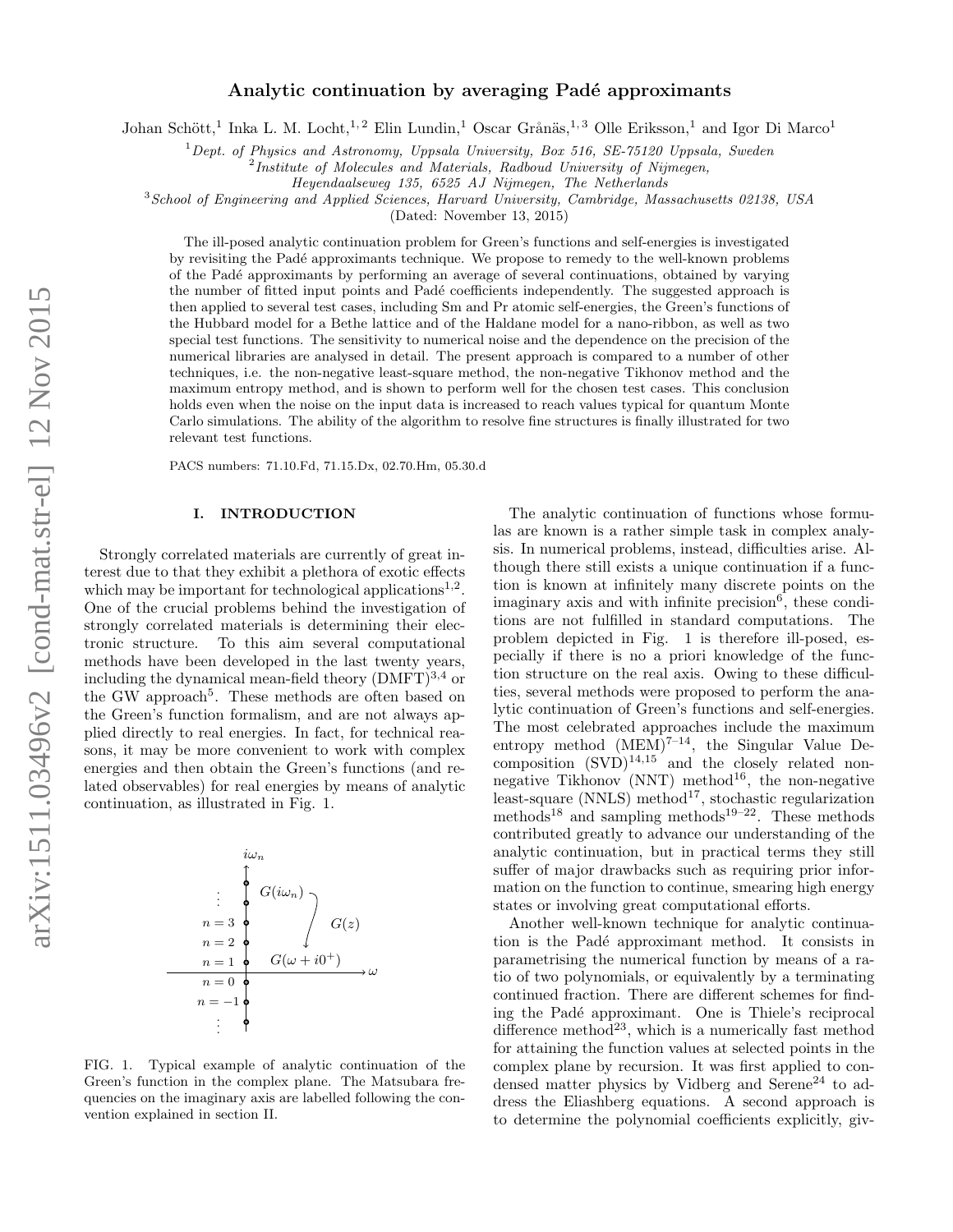# Analytic continuation by averaging Padé approximants

Johan Schött,[1] Inka L. M. Locht,[1,2] Elin Lundin,[1] Oscar Grånäs,[1,3] Olle Eriksson,[1] and Igor Di Marco[1]

[1] Dept. of Physics and Astronomy, Uppsala University, Box 516, SE-75120 Uppsala, Sweden

[2] Institute of Molecules and Materials, Radboud University of Nijmegen, Heyendaalseweg 135, 6525 AJ Nijmegen, The Netherlands

[3] School of Engineering and Applied Sciences, Harvard University, Cambridge, Massachusetts 02138, USA

(Dated: November 13, 2015)

The ill-posed analytic continuation problem for Green's functions and self-energies is investigated by revisiting the Padé approximants technique. We propose to remedy to the well-known problems of the Padé approximants by performing an average of several continuations, obtained by varying the number of fitted input points and Padé coefficients independently. The suggested approach is then applied to several test cases, including Sm and Pr atomic self-energies, the Green's functions of the Hubbard model for a Bethe lattice and of the Haldane model for a nano-ribbon, as well as two special test functions. The sensitivity to numerical noise and the dependence on the precision of the numerical libraries are analysed in detail. The present approach is compared to a number of other techniques, i.e. the non-negative least-square method, the non-negative Tikhonov method and the maximum entropy method, and is shown to perform well for the chosen test cases. This conclusion holds even when the noise on the input data is increased to reach values typical for quantum Monte Carlo simulations. The ability of the algorithm to resolve fine structures is finally illustrated for two relevant test functions.

PACS numbers: 71.10.Fd, 71.15.Dx, 02.70.Hm, 05.30.d

## I. INTRODUCTION

Strongly correlated materials are currently of great interest due to that they exhibit a plethora of exotic effects which may be important for technological applications[1,2]. One of the crucial problems behind the investigation of strongly correlated materials is determining their electronic structure. To this aim several computational methods have been developed in the last twenty years, including the dynamical mean-field theory (DMFT)[3,4] or the GW approach[5]. These methods are often based on the Green's function formalism, and are not always applied directly to real energies. In fact, for technical reasons, it may be more convenient to work with complex energies and then obtain the Green's functions (and related observables) for real energies by means of analytic continuation, as illustrated in Fig. 1.

FIG. 1. Typical example of analytic continuation of the Green's function in the complex plane. The Matsubara frequencies on the imaginary axis are labelled following the convention explained in section II.

The analytic continuation of functions whose formulas are known is a rather simple task in complex analysis. In numerical problems, instead, difficulties arise. Although there still exists a unique continuation if a function is known at infinitely many discrete points on the imaginary axis and with infinite precision[6], these conditions are not fulfilled in standard computations. The problem depicted in Fig. 1 is therefore ill-posed, especially if there is no a priori knowledge of the function structure on the real axis. Owing to these difficulties, several methods were proposed to perform the analytic continuation of Green's functions and self-energies. The most celebrated approaches include the maximum entropy method (MEM)[7–14], the Singular Value Decomposition (SVD)[14,15] and the closely related non-negative Tikhonov (NNT) method[16], the non-negative least-square (NNLS) method[17], stochastic regularization methods[18] and sampling methods[19–22]. These methods contributed greatly to advance our understanding of the analytic continuation, but in practical terms they still suffer of major drawbacks such as requiring prior information on the function to continue, smearing high energy states or involving great computational efforts.

Another well-known technique for analytic continuation is the Padé approximant method. It consists in parametrising the numerical function by means of a ratio of two polynomials, or equivalently by a terminating continued fraction. There are different schemes for finding the Padé approximant. One is Thiele's reciprocal difference method[23], which is a numerically fast method for attaining the function values at selected points in the complex plane by recursion. It was first applied to condensed matter physics by Vidberg and Serene[24] to address the Eliashberg equations. A second approach is to determine the polynomial coefficients explicitly, giv-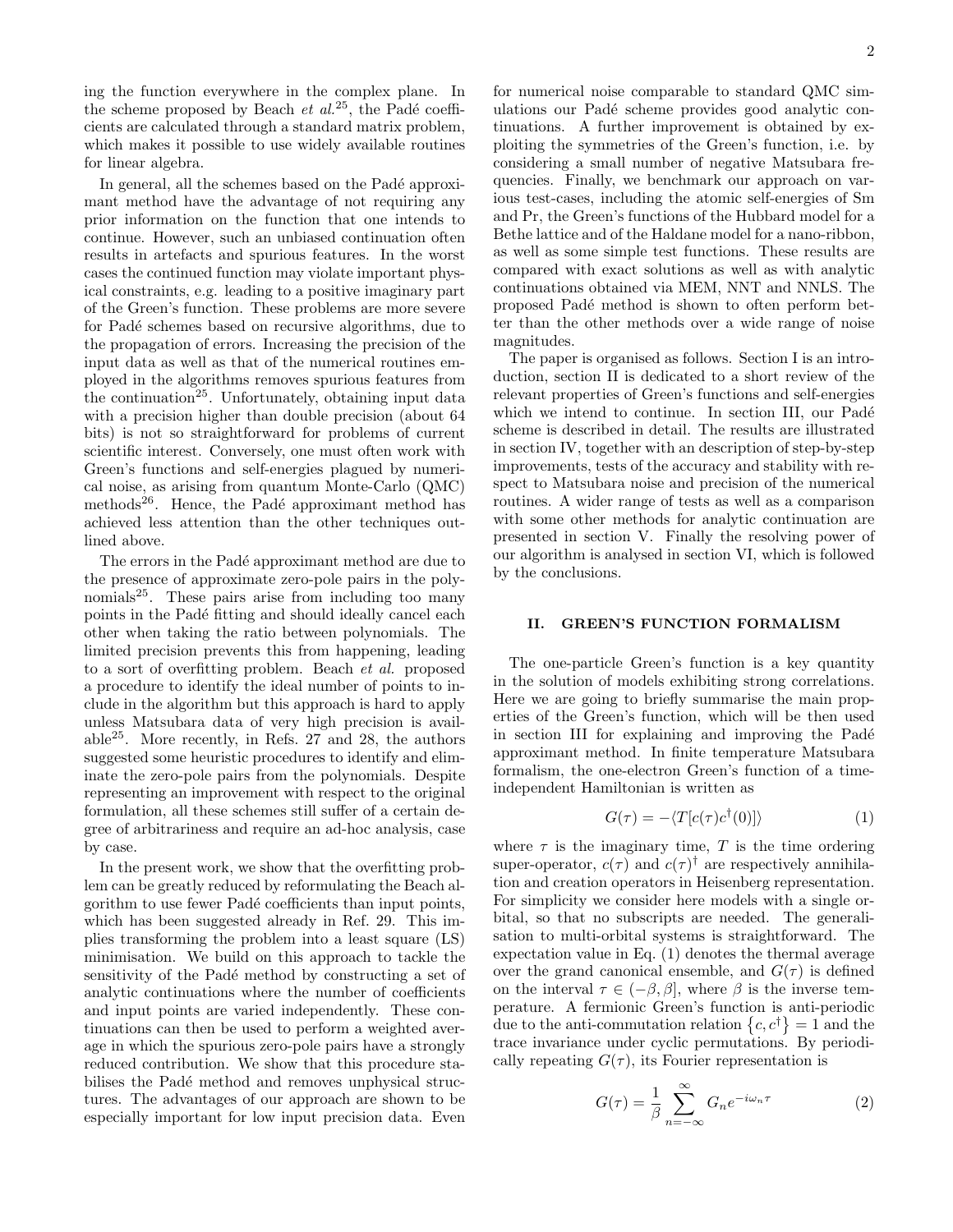ing the function everywhere in the complex plane. In the scheme proposed by Beach *et al.*[25], the Padé coefficients are calculated through a standard matrix problem, which makes it possible to use widely available routines for linear algebra.

In general, all the schemes based on the Padé approximant method have the advantage of not requiring any prior information on the function that one intends to continue. However, such an unbiased continuation often results in artefacts and spurious features. In the worst cases the continued function may violate important physical constraints, e.g. leading to a positive imaginary part of the Green's function. These problems are more severe for Padé schemes based on recursive algorithms, due to the propagation of errors. Increasing the precision of the input data as well as that of the numerical routines employed in the algorithms removes spurious features from the continuation[25]. Unfortunately, obtaining input data with a precision higher than double precision (about 64 bits) is not so straightforward for problems of current scientific interest. Conversely, one must often work with Green's functions and self-energies plagued by numerical noise, as arising from quantum Monte-Carlo (QMC) methods[26]. Hence, the Padé approximant method has achieved less attention than the other techniques outlined above.

The errors in the Padé approximant method are due to the presence of approximate zero-pole pairs in the polynomials[25]. These pairs arise from including too many points in the Padé fitting and should ideally cancel each other when taking the ratio between polynomials. The limited precision prevents this from happening, leading to a sort of overfitting problem. Beach *et al.* proposed a procedure to identify the ideal number of points to include in the algorithm but this approach is hard to apply unless Matsubara data of very high precision is available[25]. More recently, in Refs. 27 and 28, the authors suggested some heuristic procedures to identify and eliminate the zero-pole pairs from the polynomials. Despite representing an improvement with respect to the original formulation, all these schemes still suffer of a certain degree of arbitrariness and require an ad-hoc analysis, case by case.

In the present work, we show that the overfitting problem can be greatly reduced by reformulating the Beach algorithm to use fewer Padé coefficients than input points, which has been suggested already in Ref. 29. This implies transforming the problem into a least square (LS) minimisation. We build on this approach to tackle the sensitivity of the Padé method by constructing a set of analytic continuations where the number of coefficients and input points are varied independently. These continuations can then be used to perform a weighted average in which the spurious zero-pole pairs have a strongly reduced contribution. We show that this procedure stabilises the Padé method and removes unphysical structures. The advantages of our approach are shown to be especially important for low input precision data. Even for numerical noise comparable to standard QMC simulations our Padé scheme provides good analytic continuations. A further improvement is obtained by exploiting the symmetries of the Green's function, i.e. by considering a small number of negative Matsubara frequencies. Finally, we benchmark our approach on various test-cases, including the atomic self-energies of Sm and Pr, the Green's functions of the Hubbard model for a Bethe lattice and of the Haldane model for a nano-ribbon, as well as some simple test functions. These results are compared with exact solutions as well as with analytic continuations obtained via MEM, NNT and NNLS. The proposed Padé method is shown to often perform better than the other methods over a wide range of noise magnitudes.

The paper is organised as follows. Section I is an introduction, section II is dedicated to a short review of the relevant properties of Green's functions and self-energies which we intend to continue. In section III, our Padé scheme is described in detail. The results are illustrated in section IV, together with an description of step-by-step improvements, tests of the accuracy and stability with respect to Matsubara noise and precision of the numerical routines. A wider range of tests as well as a comparison with some other methods for analytic continuation are presented in section V. Finally the resolving power of our algorithm is analysed in section VI, which is followed by the conclusions.

## II. GREEN'S FUNCTION FORMALISM

The one-particle Green's function is a key quantity in the solution of models exhibiting strong correlations. Here we are going to briefly summarise the main properties of the Green's function, which will be then used in section III for explaining and improving the Padé approximant method. In finite temperature Matsubara formalism, the one-electron Green's function of a time-independent Hamiltonian is written as

$$G(\tau) = -\langle T[c(\tau)c^{\dagger}(0)]\rangle \tag{1}$$

where $\tau$ is the imaginary time, $T$ is the time ordering super-operator, $c(\tau)$ and $c(\tau)^{\dagger}$ are respectively annihilation and creation operators in Heisenberg representation. For simplicity we consider here models with a single orbital, so that no subscripts are needed. The generalisation to multi-orbital systems is straightforward. The expectation value in Eq. (1) denotes the thermal average over the grand canonical ensemble, and $G(\tau)$ is defined on the interval $\tau \in (-\beta, \beta]$, where $\beta$ is the inverse temperature. A fermionic Green's function is anti-periodic due to the anti-commutation relation $\{c, c^{\dagger}\} = 1$ and the trace invariance under cyclic permutations. By periodically repeating $G(\tau)$, its Fourier representation is

$$G(\tau) = \frac{1}{\beta}\sum_{n=-\infty}^{\infty} G_n e^{-i\omega_n \tau} \tag{2}$$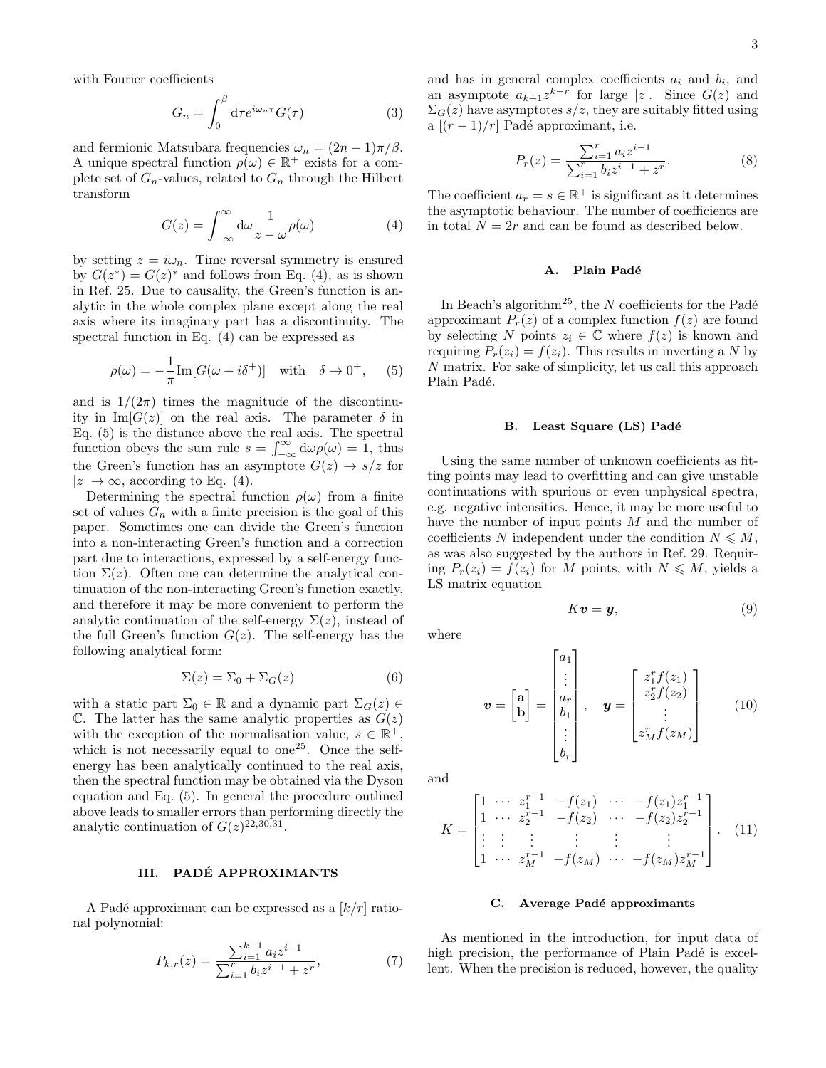with Fourier coefficients

$$G_n = \int_0^\beta \mathrm{d}\tau e^{i\omega_n \tau} G(\tau) \tag{3}$$

and fermionic Matsubara frequencies $\omega_n = (2n-1)\pi/\beta$. A unique spectral function $\rho(\omega) \in \mathbb{R}^+$ exists for a complete set of $G_n$-values, related to $G_n$ through the Hilbert transform

$$G(z) = \int_{-\infty}^{\infty} \mathrm{d}\omega \frac{1}{z-\omega}\rho(\omega) \tag{4}$$

by setting $z = i\omega_n$. Time reversal symmetry is ensured by $G(z^*) = G(z)^*$ and follows from Eq. (4), as is shown in Ref. 25. Due to causality, the Green's function is analytic in the whole complex plane except along the real axis where its imaginary part has a discontinuity. The spectral function in Eq. (4) can be expressed as

$$\rho(\omega) = -\frac{1}{\pi}\mathrm{Im}[G(\omega + i\delta^+)] \quad \text{with} \quad \delta \to 0^+, \tag{5}$$

and is $1/(2\pi)$ times the magnitude of the discontinuity in $\mathrm{Im}[G(z)]$ on the real axis. The parameter $\delta$ in Eq. (5) is the distance above the real axis. The spectral function obeys the sum rule $s = \int_{-\infty}^{\infty} \mathrm{d}\omega \rho(\omega) = 1$, thus the Green's function has an asymptote $G(z) \to s/z$ for $|z| \to \infty$, according to Eq. (4).

Determining the spectral function $\rho(\omega)$ from a finite set of values $G_n$ with a finite precision is the goal of this paper. Sometimes one can divide the Green's function into a non-interacting Green's function and a correction part due to interactions, expressed by a self-energy function $\Sigma(z)$. Often one can determine the analytical continuation of the non-interacting Green's function exactly, and therefore it may be more convenient to perform the analytic continuation of the self-energy $\Sigma(z)$, instead of the full Green's function $G(z)$. The self-energy has the following analytical form:

$$\Sigma(z) = \Sigma_0 + \Sigma_G(z) \tag{6}$$

with a static part $\Sigma_0 \in \mathbb{R}$ and a dynamic part $\Sigma_G(z) \in \mathbb{C}$. The latter has the same analytic properties as $G(z)$ with the exception of the normalisation value, $s \in \mathbb{R}^+$, which is not necessarily equal to one[25]. Once the self-energy has been analytically continued to the real axis, then the spectral function may be obtained via the Dyson equation and Eq. (5). In general the procedure outlined above leads to smaller errors than performing directly the analytic continuation of $G(z)$[22,30,31].

## III. PADÉ APPROXIMANTS

A Padé approximant can be expressed as a $[k/r]$ rational polynomial:

$$P_{k,r}(z) = \frac{\sum_{i=1}^{k+1} a_i z^{i-1}}{\sum_{i=1}^{r} b_i z^{i-1} + z^r}, \tag{7}$$

and has in general complex coefficients $a_i$ and $b_i$, and an asymptote $a_{k+1}z^{k-r}$ for large $|z|$. Since $G(z)$ and $\Sigma_G(z)$ have asymptotes $s/z$, they are suitably fitted using a $[(r-1)/r]$ Padé approximant, i.e.

$$P_r(z) = \frac{\sum_{i=1}^{r} a_i z^{i-1}}{\sum_{i=1}^{r} b_i z^{i-1} + z^r}. \tag{8}$$

The coefficient $a_r = s \in \mathbb{R}^+$ is significant as it determines the asymptotic behaviour. The number of coefficients are in total $N = 2r$ and can be found as described below.

### A. Plain Padé

In Beach's algorithm[25], the $N$ coefficients for the Padé approximant $P_r(z)$ of a complex function $f(z)$ are found by selecting $N$ points $z_i \in \mathbb{C}$ where $f(z)$ is known and requiring $P_r(z_i) = f(z_i)$. This results in inverting a $N$ by $N$ matrix. For sake of simplicity, let us call this approach Plain Padé.

### B. Least Square (LS) Padé

Using the same number of unknown coefficients as fitting points may lead to overfitting and can give unstable continuations with spurious or even unphysical spectra, e.g. negative intensities. Hence, it may be more useful to have the number of input points $M$ and the number of coefficients $N$ independent under the condition $N \leqslant M$, as was also suggested by the authors in Ref. 29. Requiring $P_r(z_i) = f(z_i)$ for $M$ points, with $N \leqslant M$, yields a LS matrix equation

$$K\boldsymbol{v} = \boldsymbol{y}, \tag{9}$$

where

$$\boldsymbol{v} = \begin{bmatrix} \mathbf{a} \\ \mathbf{b} \end{bmatrix} = \begin{bmatrix} a_1 \\ \vdots \\ a_r \\ b_1 \\ \vdots \\ b_r \end{bmatrix}, \quad \boldsymbol{y} = \begin{bmatrix} z_1^r f(z_1) \\ z_2^r f(z_2) \\ \vdots \\ z_M^r f(z_M) \end{bmatrix} \tag{10}$$

and

$$K = \begin{bmatrix} 1 & \cdots & z_1^{r-1} & -f(z_1) & \cdots & -f(z_1)z_1^{r-1} \\ 1 & \cdots & z_2^{r-1} & -f(z_2) & \cdots & -f(z_2)z_2^{r-1} \\ \vdots & \vdots & \vdots & \vdots & \vdots & \vdots \\ 1 & \cdots & z_M^{r-1} & -f(z_M) & \cdots & -f(z_M)z_M^{r-1} \end{bmatrix}. \tag{11}$$

### C. Average Padé approximants

As mentioned in the introduction, for input data of high precision, the performance of Plain Padé is excellent. When the precision is reduced, however, the quality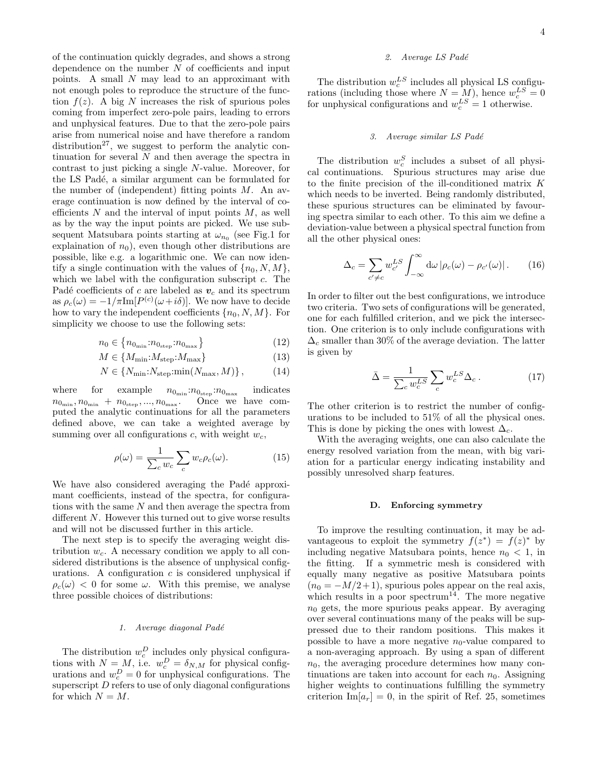of the continuation quickly degrades, and shows a strong dependence on the number $N$ of coefficients and input points. A small $N$ may lead to an approximant with not enough poles to reproduce the structure of the function $f(z)$. A big $N$ increases the risk of spurious poles coming from imperfect zero-pole pairs, leading to errors and unphysical features. Due to that the zero-pole pairs arise from numerical noise and have therefore a random distribution[27], we suggest to perform the analytic continuation for several $N$ and then average the spectra in contrast to just picking a single $N$-value. Moreover, for the LS Padé, a similar argument can be formulated for the number of (independent) fitting points $M$. An average continuation is now defined by the interval of coefficients $N$ and the interval of input points $M$, as well as by the way the input points are picked. We use subsequent Matsubara points starting at $\omega_{n_0}$ (see Fig.1 for explaination of $n_0$), even though other distributions are possible, like e.g. a logarithmic one. We can now identify a single continuation with the values of $\{n_0, N, M\}$, which we label with the configuration subscript $c$. The Padé coefficients of $c$ are labeled as $\boldsymbol{v}_c$ and its spectrum as $\rho_c(\omega) = -1/\pi \mathrm{Im}[P^{(c)}(\omega + i\delta)]$. We now have to decide how to vary the independent coefficients $\{n_0, N, M\}$. For simplicity we choose to use the following sets:

$$n_0 \in \left\{ n_{0_{\min}} : n_{0_{\text{step}}} : n_{0_{\max}} \right\} \tag{12}$$

$$M \in \left\{ M_{\min} : M_{\text{step}} : M_{\max} \right\} \tag{13}$$

$$N \in \left\{ N_{\min} : N_{\text{step}} : \min(N_{\max}, M) \right\}, \tag{14}$$

where for example $n_{0_{\min}} : n_{0_{\text{step}}} : n_{0_{\max}}$ indicates $n_{0_{\min}}, n_{0_{\min}} + n_{0_{\text{step}}}, ..., n_{0_{\max}}$. Once we have computed the analytic continuations for all the parameters defined above, we can take a weighted average by summing over all configurations $c$, with weight $w_c$,

$$\rho(\omega) = \frac{1}{\sum_c w_c} \sum_c w_c \rho_c(\omega). \tag{15}$$

We have also considered averaging the Padé approximant coefficients, instead of the spectra, for configurations with the same $N$ and then average the spectra from different $N$. However this turned out to give worse results and will not be discussed further in this article.

The next step is to specify the averaging weight distribution $w_c$. A necessary condition we apply to all considered distributions is the absence of unphysical configurations. A configuration $c$ is considered unphysical if $\rho_c(\omega) < 0$ for some $\omega$. With this premise, we analyse three possible choices of distributions:

#### 1. Average diagonal Padé

The distribution $w_c^D$ includes only physical configurations with $N = M$, i.e. $w_c^D = \delta_{N,M}$ for physical configurations and $w_c^D = 0$ for unphysical configurations. The superscript $D$ refers to use of only diagonal configurations for which $N = M$.

#### 2. Average LS Padé

The distribution $w_c^{LS}$ includes all physical LS configurations (including those where $N = M$), hence $w_c^{LS} = 0$ for unphysical configurations and $w_c^{LS} = 1$ otherwise.

#### 3. Average similar LS Padé

The distribution $w_c^S$ includes a subset of all physical continuations. Spurious structures may arise due to the finite precision of the ill-conditioned matrix $K$ which needs to be inverted. Being randomly distributed, these spurious structures can be eliminated by favouring spectra similar to each other. To this aim we define a deviation-value between a physical spectral function from all the other physical ones:

$$\Delta_c = \sum_{c' \neq c} w_{c'}^{LS} \int_{-\infty}^{\infty} \mathrm{d}\omega \left| \rho_c(\omega) - \rho_{c'}(\omega) \right|. \tag{16}$$

In order to filter out the best configurations, we introduce two criteria. Two sets of configurations will be generated, one for each fulfilled criterion, and we pick the intersection. One criterion is to only include configurations with $\Delta_c$ smaller than 30% of the average deviation. The latter is given by

$$\bar{\Delta} = \frac{1}{\sum_c w_c^{LS}} \sum_c w_c^{LS} \Delta_c \,. \tag{17}$$

The other criterion is to restrict the number of configurations to be included to 51% of all the physical ones. This is done by picking the ones with lowest $\Delta_c$.

With the averaging weights, one can also calculate the energy resolved variation from the mean, with big variation for a particular energy indicating instability and possibly unresolved sharp features.

### D. Enforcing symmetry

To improve the resulting continuation, it may be advantageous to exploit the symmetry $f(z^*) = f(z)^*$ by including negative Matsubara points, hence $n_0 < 1$, in the fitting. If a symmetric mesh is considered with equally many negative as positive Matsubara points ($n_0 = -M/2+1$), spurious poles appear on the real axis, which results in a poor spectrum[14]. The more negative $n_0$ gets, the more spurious peaks appear. By averaging over several continuations many of the peaks will be suppressed due to their random positions. This makes it possible to have a more negative $n_0$-value compared to a non-averaging approach. By using a span of different $n_0$, the averaging procedure determines how many continuations are taken into account for each $n_0$. Assigning higher weights to continuations fulfilling the symmetry criterion $\mathrm{Im}[a_r] = 0$, in the spirit of Ref. 25, sometimes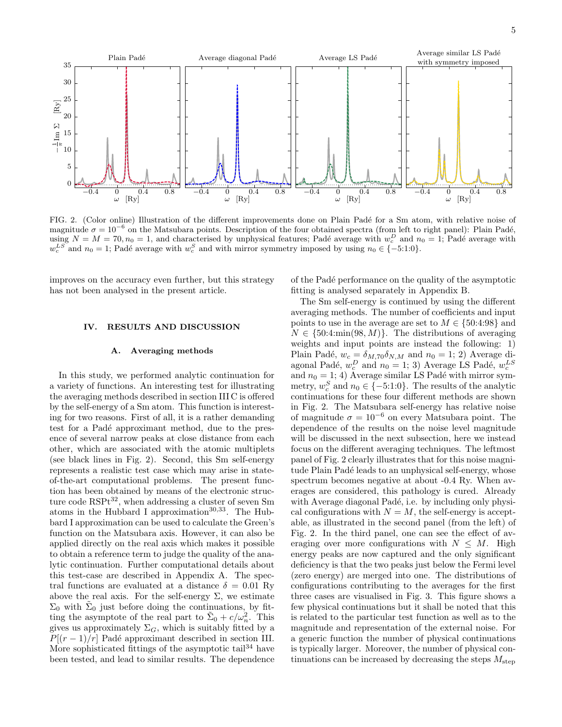FIG. 2. (Color online) Illustration of the different improvements done on Plain Padé for a Sm atom, with relative noise of magnitude $\sigma = 10^{-6}$ on the Matsubara points. Description of the four obtained spectra (from left to right panel): Plain Padé, using $N = M = 70, n_0 = 1$, and characterised by unphysical features; Padé average with $w_c^D$ and $n_0 = 1$; Padé average with $w_c^{LS}$ and $n_0 = 1$; Padé average with $w_c^S$ and with mirror symmetry imposed by using $n_0 \in \{-5{:}1{:}0\}$.

improves on the accuracy even further, but this strategy has not been analysed in the present article.

## IV. RESULTS AND DISCUSSION

### A. Averaging methods

In this study, we performed analytic continuation for a variety of functions. An interesting test for illustrating the averaging methods described in section III C is offered by the self-energy of a Sm atom. This function is interesting for two reasons. First of all, it is a rather demanding test for a Padé approximant method, due to the presence of several narrow peaks at close distance from each other, which are associated with the atomic multiplets (see black lines in Fig. 2). Second, this Sm self-energy represents a realistic test case which may arise in state-of-the-art computational problems. The present function has been obtained by means of the electronic structure code RSPt[32], when addressing a cluster of seven Sm atoms in the Hubbard I approximation[30,33]. The Hubbard I approximation can be used to calculate the Green's function on the Matsubara axis. However, it can also be applied directly on the real axis which makes it possible to obtain a reference term to judge the quality of the analytic continuation. Further computational details about this test-case are described in Appendix A. The spectral functions are evaluated at a distance $\delta = 0.01$ Ry above the real axis. For the self-energy $\Sigma$, we estimate $\Sigma_0$ with $\tilde{\Sigma}_0$ just before doing the continuations, by fitting the asymptote of the real part to $\tilde{\Sigma}_0 + c/\omega_n^2$. This gives us approximately $\Sigma_G$, which is suitably fitted by a $P[(r-1)/r]$ Padé approximant described in section III. More sophisticated fittings of the asymptotic tail[34] have been tested, and lead to similar results. The dependence of the Padé performance on the quality of the asymptotic fitting is analysed separately in Appendix B.

The Sm self-energy is continued by using the different averaging methods. The number of coefficients and input points to use in the average are set to $M \in \{50{:}4{:}98\}$ and $N \in \{50{:}4{:}\min(98, M)\}$. The distributions of averaging weights and input points are instead the following: 1) Plain Padé, $w_c = \delta_{M,70}\delta_{N,M}$ and $n_0 = 1$; 2) Average diagonal Padé, $w_c^D$ and $n_0 = 1$; 3) Average LS Padé, $w_c^{LS}$ and $n_0 = 1$; 4) Average similar LS Padé with mirror symmetry, $w_c^S$ and $n_0 \in \{-5{:}1{:}0\}$. The results of the analytic continuations for these four different methods are shown in Fig. 2. The Matsubara self-energy has relative noise of magnitude $\sigma = 10^{-6}$ on every Matsubara point. The dependence of the results on the noise level magnitude will be discussed in the next subsection, here we instead focus on the different averaging techniques. The leftmost panel of Fig. 2 clearly illustrates that for this noise magnitude Plain Padé leads to an unphysical self-energy, whose spectrum becomes negative at about -0.4 Ry. When averages are considered, this pathology is cured. Already with Average diagonal Padé, i.e. by including only physical configurations with $N = M$, the self-energy is acceptable, as illustrated in the second panel (from the left) of Fig. 2. In the third panel, one can see the effect of averaging over more configurations with $N \leq M$. High energy peaks are now captured and the only significant deficiency is that the two peaks just below the Fermi level (zero energy) are merged into one. The distributions of configurations contributing to the averages for the first three cases are visualised in Fig. 3. This figure shows a few physical continuations but it shall be noted that this is related to the particular test function as well as to the magnitude and representation of the external noise. For a generic function the number of physical continuations is typically larger. Moreover, the number of physical continuations can be increased by decreasing the steps $M_{\text{step}}$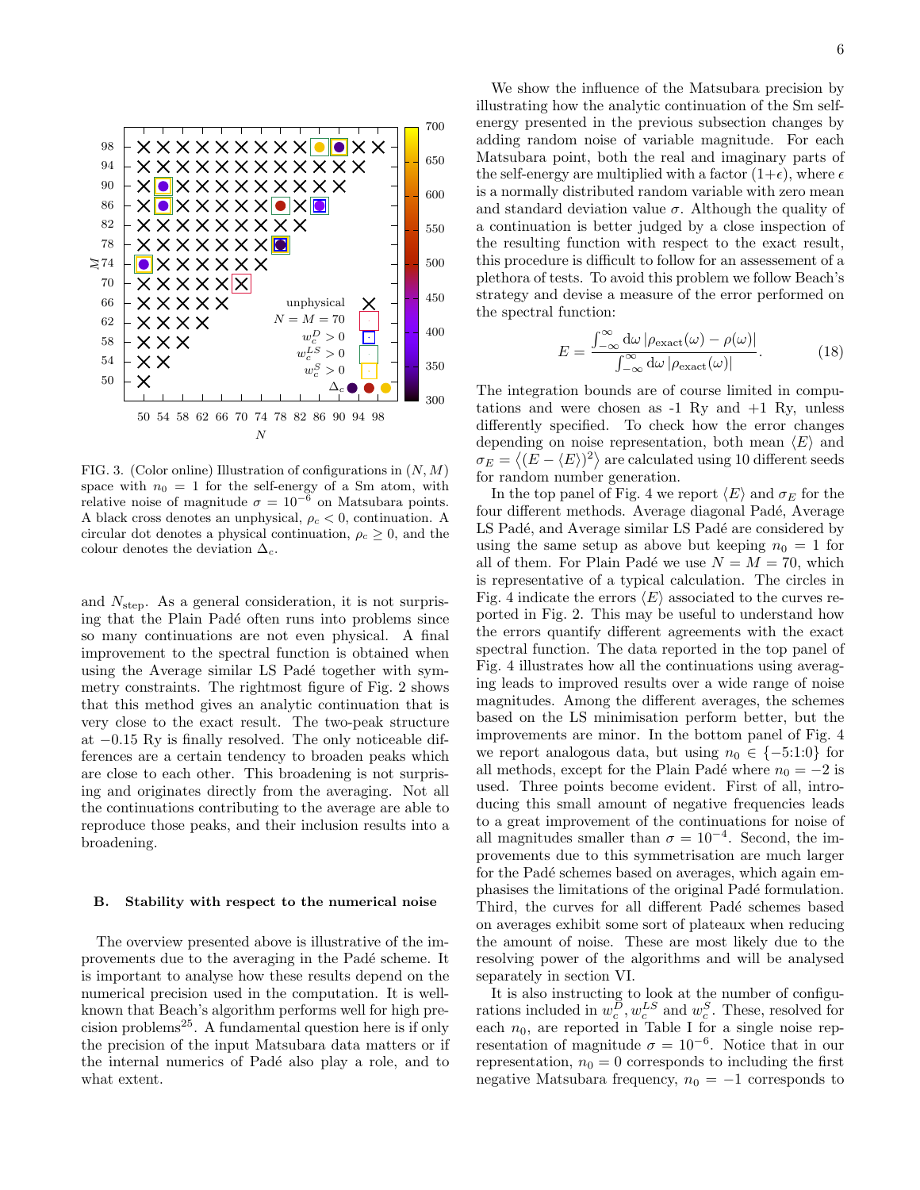FIG. 3. (Color online) Illustration of configurations in $(N, M)$ space with $n_0 = 1$ for the self-energy of a Sm atom, with relative noise of magnitude $\sigma = 10^{-6}$ on Matsubara points. A black cross denotes an unphysical, $\rho_c < 0$, continuation. A circular dot denotes a physical continuation, $\rho_c \geq 0$, and the colour denotes the deviation $\Delta_c$.

and $N_{\text{step}}$. As a general consideration, it is not surprising that the Plain Padé often runs into problems since so many continuations are not even physical. A final improvement to the spectral function is obtained when using the Average similar LS Padé together with symmetry constraints. The rightmost figure of Fig. 2 shows that this method gives an analytic continuation that is very close to the exact result. The two-peak structure at $-0.15$ Ry is finally resolved. The only noticeable differences are a certain tendency to broaden peaks which are close to each other. This broadening is not surprising and originates directly from the averaging. Not all the continuations contributing to the average are able to reproduce those peaks, and their inclusion results into a broadening.

### B. Stability with respect to the numerical noise

The overview presented above is illustrative of the improvements due to the averaging in the Padé scheme. It is important to analyse how these results depend on the numerical precision used in the computation. It is well-known that Beach's algorithm performs well for high precision problems[25]. A fundamental question here is if only the precision of the input Matsubara data matters or if the internal numerics of Padé also play a role, and to what extent.

We show the influence of the Matsubara precision by illustrating how the analytic continuation of the Sm self-energy presented in the previous subsection changes by adding random noise of variable magnitude. For each Matsubara point, both the real and imaginary parts of the self-energy are multiplied with a factor $(1+\epsilon)$, where $\epsilon$ is a normally distributed random variable with zero mean and standard deviation value $\sigma$. Although the quality of a continuation is better judged by a close inspection of the resulting function with respect to the exact result, this procedure is difficult to follow for an assessement of a plethora of tests. To avoid this problem we follow Beach's strategy and devise a measure of the error performed on the spectral function:

$$E = \frac{\int_{-\infty}^{\infty} \mathrm{d}\omega \, |\rho_{\text{exact}}(\omega) - \rho(\omega)|}{\int_{-\infty}^{\infty} \mathrm{d}\omega \, |\rho_{\text{exact}}(\omega)|}. \tag{18}$$

The integration bounds are of course limited in computations and were chosen as -1 Ry and +1 Ry, unless differently specified. To check how the error changes depending on noise representation, both mean $\langle E \rangle$ and $\sigma_E = \langle (E - \langle E \rangle)^2 \rangle$ are calculated using 10 different seeds for random number generation.

In the top panel of Fig. 4 we report $\langle E \rangle$ and $\sigma_E$ for the four different methods. Average diagonal Padé, Average LS Padé, and Average similar LS Padé are considered by using the same setup as above but keeping $n_0 = 1$ for all of them. For Plain Padé we use $N = M = 70$, which is representative of a typical calculation. The circles in Fig. 4 indicate the errors $\langle E \rangle$ associated to the curves reported in Fig. 2. This may be useful to understand how the errors quantify different agreements with the exact spectral function. The data reported in the top panel of Fig. 4 illustrates how all the continuations using averaging leads to improved results over a wide range of noise magnitudes. Among the different averages, the schemes based on the LS minimisation perform better, but the improvements are minor. In the bottom panel of Fig. 4 we report analogous data, but using $n_0 \in \{-5{:}1{:}0\}$ for all methods, except for the Plain Padé where $n_0 = -2$ is used. Three points become evident. First of all, introducing this small amount of negative frequencies leads to a great improvement of the continuations for noise of all magnitudes smaller than $\sigma = 10^{-4}$. Second, the improvements due to this symmetrisation are much larger for the Padé schemes based on averages, which again emphasises the limitations of the original Padé formulation. Third, the curves for all different Padé schemes based on averages exhibit some sort of plateaux when reducing the amount of noise. These are most likely due to the resolving power of the algorithms and will be analysed separately in section VI.

It is also instructing to look at the number of configurations included in $w_c^D, w_c^{LS}$ and $w_c^S$. These, resolved for each $n_0$, are reported in Table I for a single noise representation of magnitude $\sigma = 10^{-6}$. Notice that in our representation, $n_0 = 0$ corresponds to including the first negative Matsubara frequency, $n_0 = -1$ corresponds to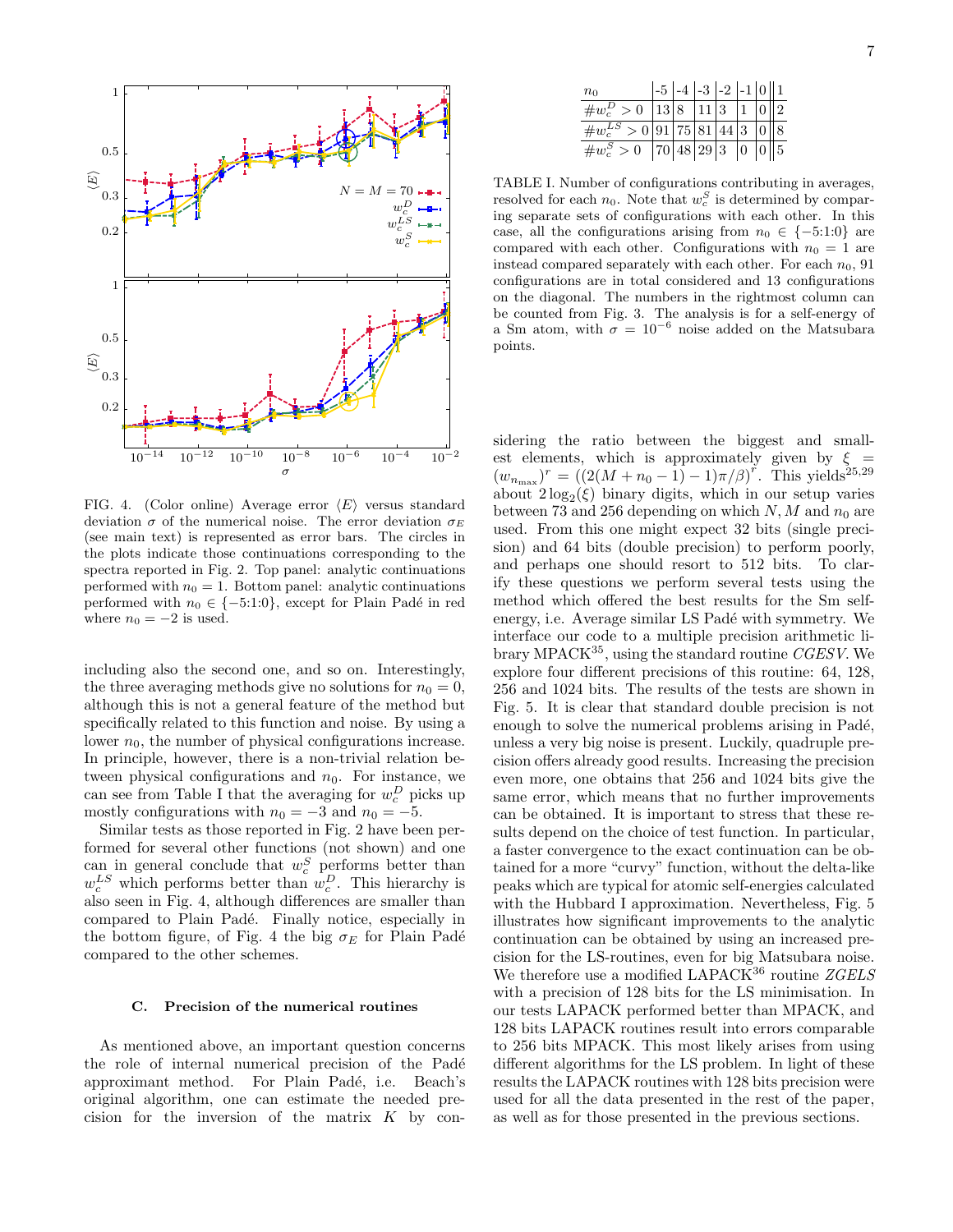FIG. 4. (Color online) Average error $\langle E\rangle$ versus standard deviation $\sigma$ of the numerical noise. The error deviation $\sigma_E$ (see main text) is represented as error bars. The circles in the plots indicate those continuations corresponding to the spectra reported in Fig. 2. Top panel: analytic continuations performed with $n_0 = 1$. Bottom panel: analytic continuations performed with $n_0 \in \{-5{:}1{:}0\}$, except for Plain Padé in red where $n_0 = -2$ is used.

including also the second one, and so on. Interestingly, the three averaging methods give no solutions for $n_0 = 0$, although this is not a general feature of the method but specifically related to this function and noise. By using a lower $n_0$, the number of physical configurations increase. In principle, however, there is a non-trivial relation between physical configurations and $n_0$. For instance, we can see from Table I that the averaging for $w_c^D$ picks up mostly configurations with $n_0 = -3$ and $n_0 = -5$.

Similar tests as those reported in Fig. 2 have been performed for several other functions (not shown) and one can in general conclude that $w_c^S$ performs better than $w_c^{LS}$ which performs better than $w_c^D$. This hierarchy is also seen in Fig. 4, although differences are smaller than compared to Plain Padé. Finally notice, especially in the bottom figure, of Fig. 4 the big $\sigma_E$ for Plain Padé compared to the other schemes.

### C. Precision of the numerical routines

As mentioned above, an important question concerns the role of internal numerical precision of the Padé approximant method. For Plain Padé, i.e. Beach's original algorithm, one can estimate the needed precision for the inversion of the matrix $K$ by considering the ratio between the biggest and smallest elements, which is approximately given by $\xi = (w_{n_{\max}})^r = ((2(M + n_0 - 1) - 1)\pi/\beta)^r$. This yields[25,29] about $2\log_2(\xi)$ binary digits, which in our setup varies between 73 and 256 depending on which $N, M$ and $n_0$ are used. From this one might expect 32 bits (single precision) and 64 bits (double precision) to perform poorly, and perhaps one should resort to 512 bits. To clarify these questions we perform several tests using the method which offered the best results for the Sm self-energy, i.e. Average similar LS Padé with symmetry. We interface our code to a multiple precision arithmetic library MPACK[35], using the standard routine *CGESV*. We explore four different precisions of this routine: 64, 128, 256 and 1024 bits. The results of the tests are shown in Fig. 5. It is clear that standard double precision is not enough to solve the numerical problems arising in Padé, unless a very big noise is present. Luckily, quadruple precision offers already good results. Increasing the precision even more, one obtains that 256 and 1024 bits give the same error, which means that no further improvements can be obtained. It is important to stress that these results depend on the choice of test function. In particular, a faster convergence to the exact continuation can be obtained for a more "curvy" function, without the delta-like peaks which are typical for atomic self-energies calculated with the Hubbard I approximation. Nevertheless, Fig. 5 illustrates how significant improvements to the analytic continuation can be obtained by using an increased precision for the LS-routines, even for big Matsubara noise. We therefore use a modified LAPACK[36] routine *ZGELS* with a precision of 128 bits for the LS minimisation. In our tests LAPACK performed better than MPACK, and 128 bits LAPACK routines result into errors comparable to 256 bits MPACK. This most likely arises from using different algorithms for the LS problem. In light of these results the LAPACK routines with 128 bits precision were used for all the data presented in the rest of the paper, as well as for those presented in the previous sections.

| $n_0$ | -5 | -4 | -3 | -2 | -1 | 0 | 1 |
|---|---|---|---|---|---|---|---|
| $\#w_c^D > 0$ | 13 | 8 | 11 | 3 | 1 | 0 | 2 |
| $\#w_c^{LS} > 0$ | 91 | 75 | 81 | 44 | 3 | 0 | 8 |
| $\#w_c^S > 0$ | 70 | 48 | 29 | 3 | 0 | 0 | 5 |

TABLE I. Number of configurations contributing in averages, resolved for each $n_0$. Note that $w_c^S$ is determined by comparing separate sets of configurations with each other. In this case, all the configurations arising from $n_0 \in \{-5{:}1{:}0\}$ are compared with each other. Configurations with $n_0 = 1$ are instead compared separately with each other. For each $n_0$, 91 configurations are in total considered and 13 configurations on the diagonal. The numbers in the rightmost column can be counted from Fig. 3. The analysis is for a self-energy of a Sm atom, with $\sigma = 10^{-6}$ noise added on the Matsubara points.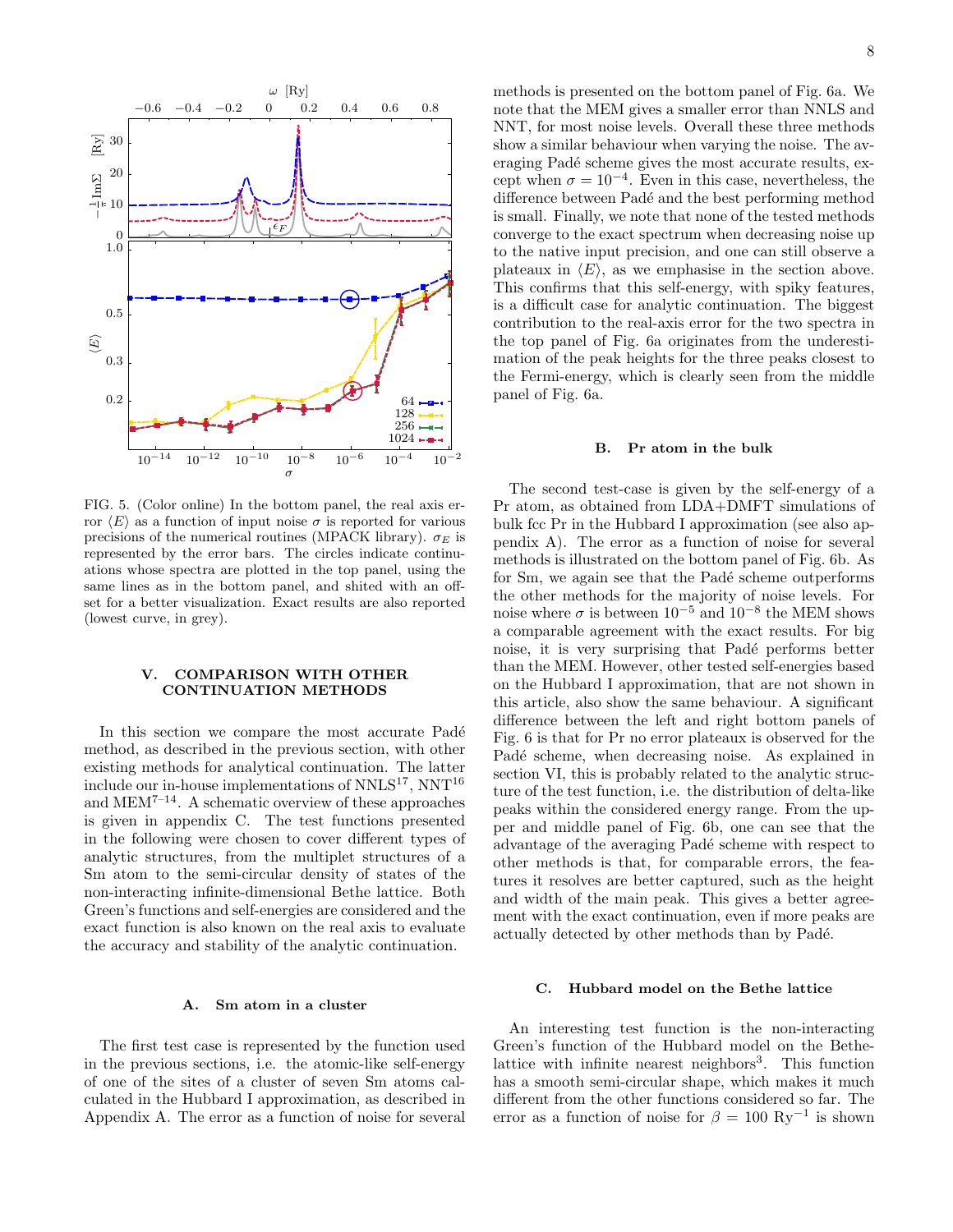FIG. 5. (Color online) In the bottom panel, the real axis error $\langle E \rangle$ as a function of input noise $\sigma$ is reported for various precisions of the numerical routines (MPACK library). $\sigma_E$ is represented by the error bars. The circles indicate continuations whose spectra are plotted in the top panel, using the same lines as in the bottom panel, and shited with an offset for a better visualization. Exact results are also reported (lowest curve, in grey).

## V. COMPARISON WITH OTHER CONTINUATION METHODS

In this section we compare the most accurate Padé method, as described in the previous section, with other existing methods for analytical continuation. The latter include our in-house implementations of NNLS[17], NNT[16] and MEM[7–14]. A schematic overview of these approaches is given in appendix C. The test functions presented in the following were chosen to cover different types of analytic structures, from the multiplet structures of a Sm atom to the semi-circular density of states of the non-interacting infinite-dimensional Bethe lattice. Both Green's functions and self-energies are considered and the exact function is also known on the real axis to evaluate the accuracy and stability of the analytic continuation.

### A. Sm atom in a cluster

The first test case is represented by the function used in the previous sections, i.e. the atomic-like self-energy of one of the sites of a cluster of seven Sm atoms calculated in the Hubbard I approximation, as described in Appendix A. The error as a function of noise for several methods is presented on the bottom panel of Fig. 6a. We note that the MEM gives a smaller error than NNLS and NNT, for most noise levels. Overall these three methods show a similar behaviour when varying the noise. The averaging Padé scheme gives the most accurate results, except when $\sigma = 10^{-4}$. Even in this case, nevertheless, the difference between Padé and the best performing method is small. Finally, we note that none of the tested methods converge to the exact spectrum when decreasing noise up to the native input precision, and one can still observe a plateaux in $\langle E \rangle$, as we emphasise in the section above. This confirms that this self-energy, with spiky features, is a difficult case for analytic continuation. The biggest contribution to the real-axis error for the two spectra in the top panel of Fig. 6a originates from the underestimation of the peak heights for the three peaks closest to the Fermi-energy, which is clearly seen from the middle panel of Fig. 6a.

### B. Pr atom in the bulk

The second test-case is given by the self-energy of a Pr atom, as obtained from LDA+DMFT simulations of bulk fcc Pr in the Hubbard I approximation (see also appendix A). The error as a function of noise for several methods is illustrated on the bottom panel of Fig. 6b. As for Sm, we again see that the Padé scheme outperforms the other methods for the majority of noise levels. For noise where $\sigma$ is between $10^{-5}$ and $10^{-8}$ the MEM shows a comparable agreement with the exact results. For big noise, it is very surprising that Padé performs better than the MEM. However, other tested self-energies based on the Hubbard I approximation, that are not shown in this article, also show the same behaviour. A significant difference between the left and right bottom panels of Fig. 6 is that for Pr no error plateaux is observed for the Padé scheme, when decreasing noise. As explained in section VI, this is probably related to the analytic structure of the test function, i.e. the distribution of delta-like peaks within the considered energy range. From the upper and middle panel of Fig. 6b, one can see that the advantage of the averaging Padé scheme with respect to other methods is that, for comparable errors, the features it resolves are better captured, such as the height and width of the main peak. This gives a better agreement with the exact continuation, even if more peaks are actually detected by other methods than by Padé.

### C. Hubbard model on the Bethe lattice

An interesting test function is the non-interacting Green's function of the Hubbard model on the Bethe-lattice with infinite nearest neighbors[3]. This function has a smooth semi-circular shape, which makes it much different from the other functions considered so far. The error as a function of noise for $\beta = 100$ Ry$^{-1}$ is shown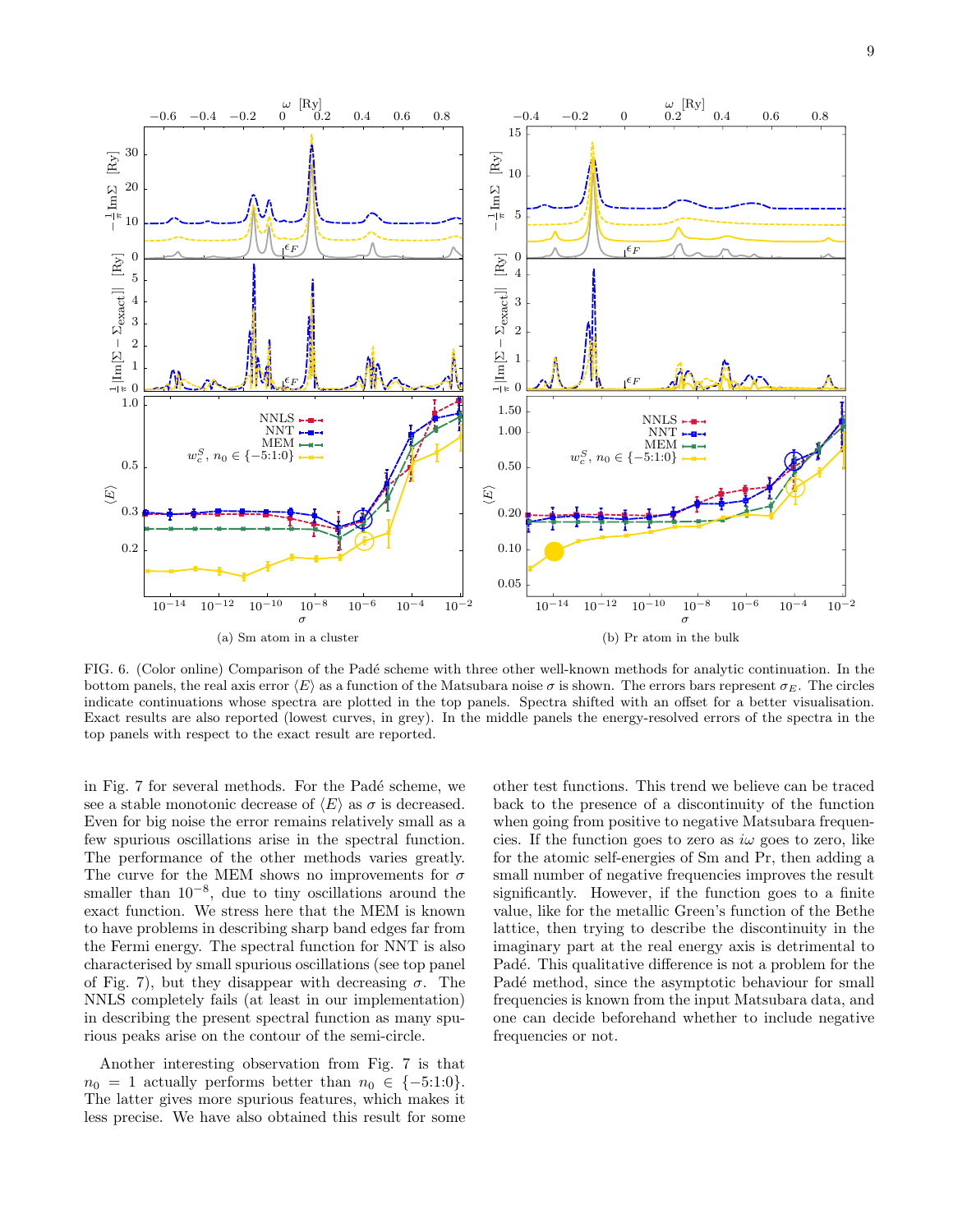(a) Sm atom in a cluster

(b) Pr atom in the bulk

FIG. 6. (Color online) Comparison of the Padé scheme with three other well-known methods for analytic continuation. In the bottom panels, the real axis error $\langle E \rangle$ as a function of the Matsubara noise $\sigma$ is shown. The errors bars represent $\sigma_E$. The circles indicate continuations whose spectra are plotted in the top panels. Spectra shifted with an offset for a better visualisation. Exact results are also reported (lowest curves, in grey). In the middle panels the energy-resolved errors of the spectra in the top panels with respect to the exact result are reported.

in Fig. 7 for several methods. For the Padé scheme, we see a stable monotonic decrease of $\langle E \rangle$ as $\sigma$ is decreased. Even for big noise the error remains relatively small as a few spurious oscillations arise in the spectral function. The performance of the other methods varies greatly. The curve for the MEM shows no improvements for $\sigma$ smaller than $10^{-8}$, due to tiny oscillations around the exact function. We stress here that the MEM is known to have problems in describing sharp band edges far from the Fermi energy. The spectral function for NNT is also characterised by small spurious oscillations (see top panel of Fig. 7), but they disappear with decreasing $\sigma$. The NNLS completely fails (at least in our implementation) in describing the present spectral function as many spurious peaks arise on the contour of the semi-circle.

Another interesting observation from Fig. 7 is that $n_0 = 1$ actually performs better than $n_0 \in \{-5{:}1{:}0\}$. The latter gives more spurious features, which makes it less precise. We have also obtained this result for some other test functions. This trend we believe can be traced back to the presence of a discontinuity of the function when going from positive to negative Matsubara frequencies. If the function goes to zero as $i\omega$ goes to zero, like for the atomic self-energies of Sm and Pr, then adding a small number of negative frequencies improves the result significantly. However, if the function goes to a finite value, like for the metallic Green's function of the Bethe lattice, then trying to describe the discontinuity in the imaginary part at the real energy axis is detrimental to Padé. This qualitative difference is not a problem for the Padé method, since the asymptotic behaviour for small frequencies is known from the input Matsubara data, and one can decide beforehand whether to include negative frequencies or not.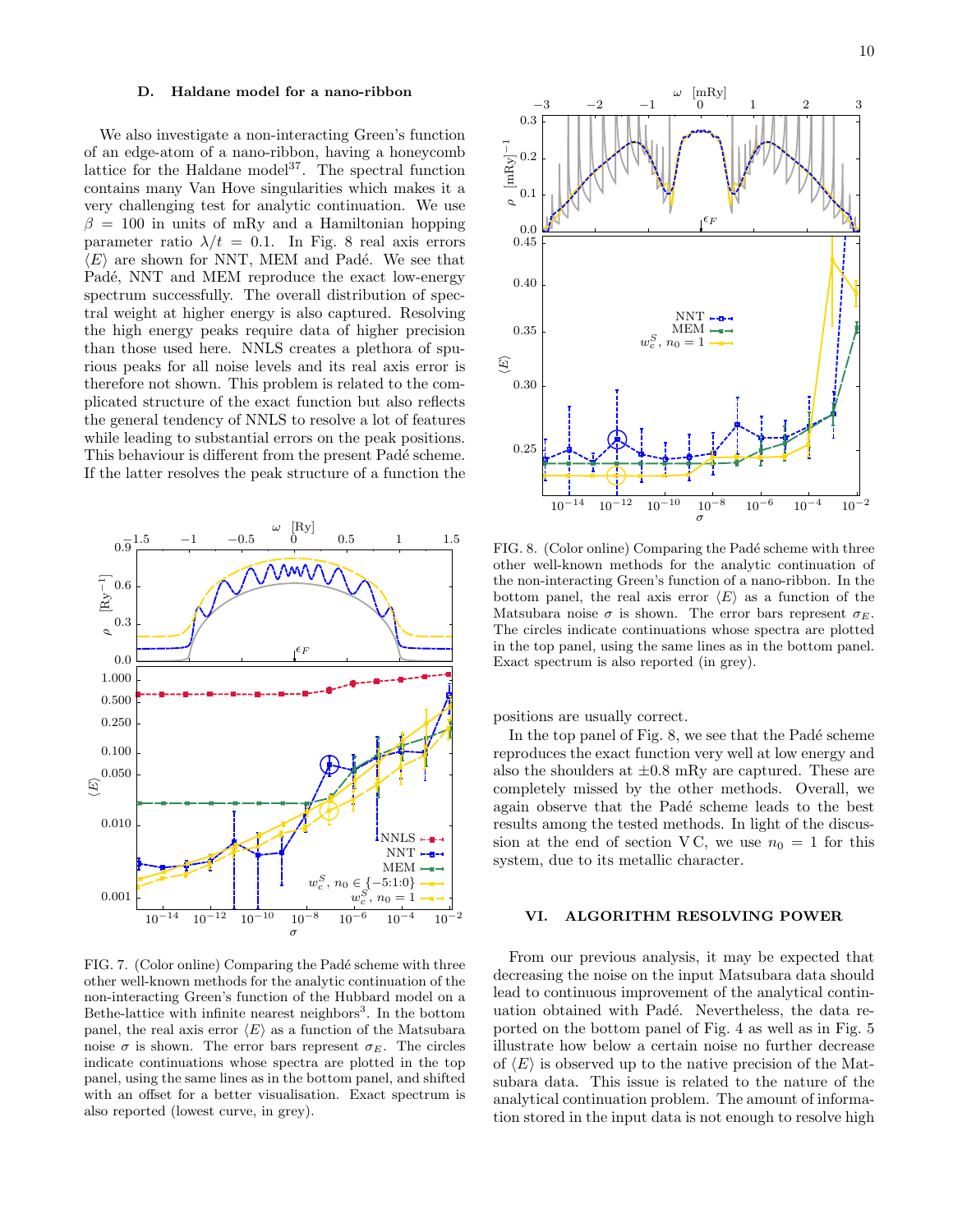### D. Haldane model for a nano-ribbon

We also investigate a non-interacting Green's function of an edge-atom of a nano-ribbon, having a honeycomb lattice for the Haldane model[37]. The spectral function contains many Van Hove singularities which makes it a very challenging test for analytic continuation. We use $\beta = 100$ in units of mRy and a Hamiltonian hopping parameter ratio $\lambda/t = 0.1$. In Fig. 8 real axis errors $\langle E \rangle$ are shown for NNT, MEM and Padé. We see that Padé, NNT and MEM reproduce the exact low-energy spectrum successfully. The overall distribution of spectral weight at higher energy is also captured. Resolving the high energy peaks require data of higher precision than those used here. NNLS creates a plethora of spurious peaks for all noise levels and its real axis error is therefore not shown. This problem is related to the complicated structure of the exact function but also reflects the general tendency of NNLS to resolve a lot of features while leading to substantial errors on the peak positions. This behaviour is different from the present Padé scheme. If the latter resolves the peak structure of a function the positions are usually correct.

FIG. 7. (Color online) Comparing the Padé scheme with three other well-known methods for the analytic continuation of the non-interacting Green's function of the Hubbard model on a Bethe-lattice with infinite nearest neighbors[3]. In the bottom panel, the real axis error $\langle E \rangle$ as a function of the Matsubara noise $\sigma$ is shown. The error bars represent $\sigma_E$. The circles indicate continuations whose spectra are plotted in the top panel, using the same lines as in the bottom panel, and shifted with an offset for a better visualisation. Exact spectrum is also reported (lowest curve, in grey).

FIG. 8. (Color online) Comparing the Padé scheme with three other well-known methods for the analytic continuation of the non-interacting Green's function of a nano-ribbon. In the bottom panel, the real axis error $\langle E \rangle$ as a function of the Matsubara noise $\sigma$ is shown. The error bars represent $\sigma_E$. The circles indicate continuations whose spectra are plotted in the top panel, using the same lines as in the bottom panel. Exact spectrum is also reported (in grey).

In the top panel of Fig. 8, we see that the Padé scheme reproduces the exact function very well at low energy and also the shoulders at $\pm 0.8$ mRy are captured. These are completely missed by the other methods. Overall, we again observe that the Padé scheme leads to the best results among the tested methods. In light of the discussion at the end of section V C, we use $n_0 = 1$ for this system, due to its metallic character.

## VI. ALGORITHM RESOLVING POWER

From our previous analysis, it may be expected that decreasing the noise on the input Matsubara data should lead to continuous improvement of the analytical continuation obtained with Padé. Nevertheless, the data reported on the bottom panel of Fig. 4 as well as in Fig. 5 illustrate how below a certain noise no further decrease of $\langle E \rangle$ is observed up to the native precision of the Matsubara data. This issue is related to the nature of the analytical continuation problem. The amount of information stored in the input data is not enough to resolve high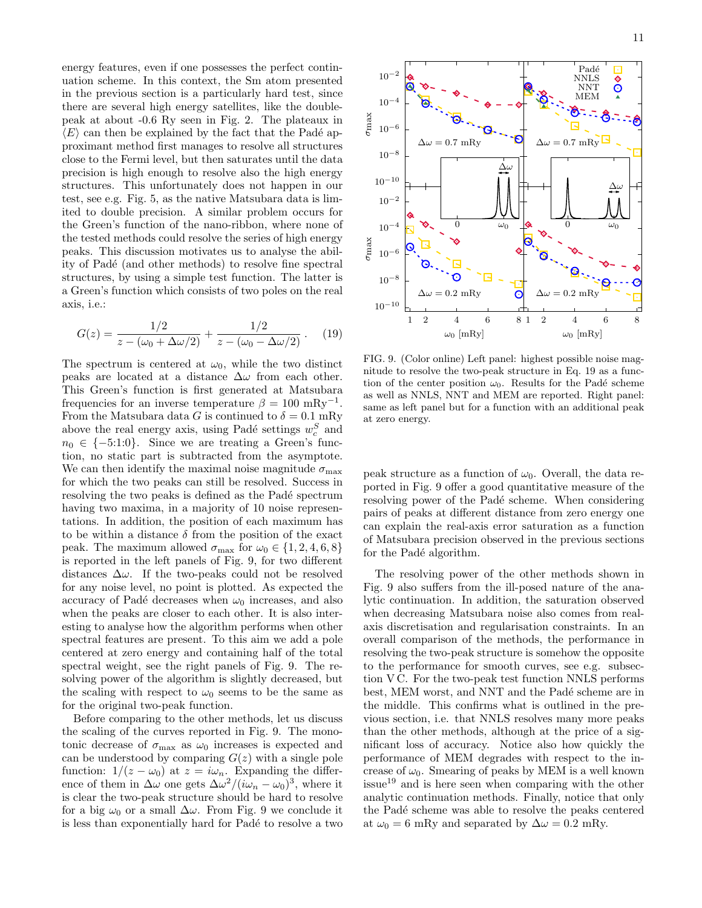energy features, even if one possesses the perfect continuation scheme. In this context, the Sm atom presented in the previous section is a particularly hard test, since there are several high energy satellites, like the double-peak at about -0.6 Ry seen in Fig. 2. The plateaux in $\langle E \rangle$ can then be explained by the fact that the Padé approximant method first manages to resolve all structures close to the Fermi level, but then saturates until the data precision is high enough to resolve also the high energy structures. This unfortunately does not happen in our test, see e.g. Fig. 5, as the native Matsubara data is limited to double precision. A similar problem occurs for the Green's function of the nano-ribbon, where none of the tested methods could resolve the series of high energy peaks. This discussion motivates us to analyse the ability of Padé (and other methods) to resolve fine spectral structures, by using a simple test function. The latter is a Green's function which consists of two poles on the real axis, i.e.:

$$G(z) = \frac{1/2}{z - (\omega_0 + \Delta\omega/2)} + \frac{1/2}{z - (\omega_0 - \Delta\omega/2)} . \quad (19)$$

The spectrum is centered at $\omega_0$, while the two distinct peaks are located at a distance $\Delta\omega$ from each other. This Green's function is first generated at Matsubara frequencies for an inverse temperature $\beta = 100$ mRy$^{-1}$. From the Matsubara data $G$ is continued to $\delta = 0.1$ mRy above the real energy axis, using Padé settings $w_c^S$ and $n_0 \in \{-5{:}1{:}0\}$. Since we are treating a Green's function, no static part is subtracted from the asymptote. We can then identify the maximal noise magnitude $\sigma_{\max}$ for which the two peaks can still be resolved. Success in resolving the two peaks is defined as the Padé spectrum having two maxima, in a majority of 10 noise representations. In addition, the position of each maximum has to be within a distance $\delta$ from the position of the exact peak. The maximum allowed $\sigma_{\max}$ for $\omega_0 \in \{1, 2, 4, 6, 8\}$ is reported in the left panels of Fig. 9, for two different distances $\Delta\omega$. If the two-peaks could not be resolved for any noise level, no point is plotted. As expected the accuracy of Padé decreases when $\omega_0$ increases, and also when the peaks are closer to each other. It is also interesting to analyse how the algorithm performs when other spectral features are present. To this aim we add a pole centered at zero energy and containing half of the total spectral weight, see the right panels of Fig. 9. The resolving power of the algorithm is slightly decreased, but the scaling with respect to $\omega_0$ seems to be the same as for the original two-peak function.

Before comparing to the other methods, let us discuss the scaling of the curves reported in Fig. 9. The monotonic decrease of $\sigma_{\max}$ as $\omega_0$ increases is expected and can be understood by comparing $G(z)$ with a single pole function: $1/(z - \omega_0)$ at $z = i\omega_n$. Expanding the difference of them in $\Delta\omega$ one gets $\Delta\omega^2/(i\omega_n - \omega_0)^3$, where it is clear the two-peak structure should be hard to resolve for a big $\omega_0$ or a small $\Delta\omega$. From Fig. 9 we conclude it is less than exponentially hard for Padé to resolve a two peak structure as a function of $\omega_0$. Overall, the data reported in Fig. 9 offer a good quantitative measure of the resolving power of the Padé scheme. When considering pairs of peaks at different distance from zero energy one can explain the real-axis error saturation as a function of Matsubara precision observed in the previous sections for the Padé algorithm.

FIG. 9. (Color online) Left panel: highest possible noise magnitude to resolve the two-peak structure in Eq. 19 as a function of the center position $\omega_0$. Results for the Padé scheme as well as NNLS, NNT and MEM are reported. Right panel: same as left panel but for a function with an additional peak at zero energy.

The resolving power of the other methods shown in Fig. 9 also suffers from the ill-posed nature of the analytic continuation. In addition, the saturation observed when decreasing Matsubara noise also comes from real-axis discretisation and regularisation constraints. In an overall comparison of the methods, the performance in resolving the two-peak structure is somehow the opposite to the performance for smooth curves, see e.g. subsection V C. For the two-peak test function NNLS performs best, MEM worst, and NNT and the Padé scheme are in the middle. This confirms what is outlined in the previous section, i.e. that NNLS resolves many more peaks than the other methods, although at the price of a significant loss of accuracy. Notice also how quickly the performance of MEM degrades with respect to the increase of $\omega_0$. Smearing of peaks by MEM is a well known issue[19] and is here seen when comparing with the other analytic continuation methods. Finally, notice that only the Padé scheme was able to resolve the peaks centered at $\omega_0 = 6$ mRy and separated by $\Delta\omega = 0.2$ mRy.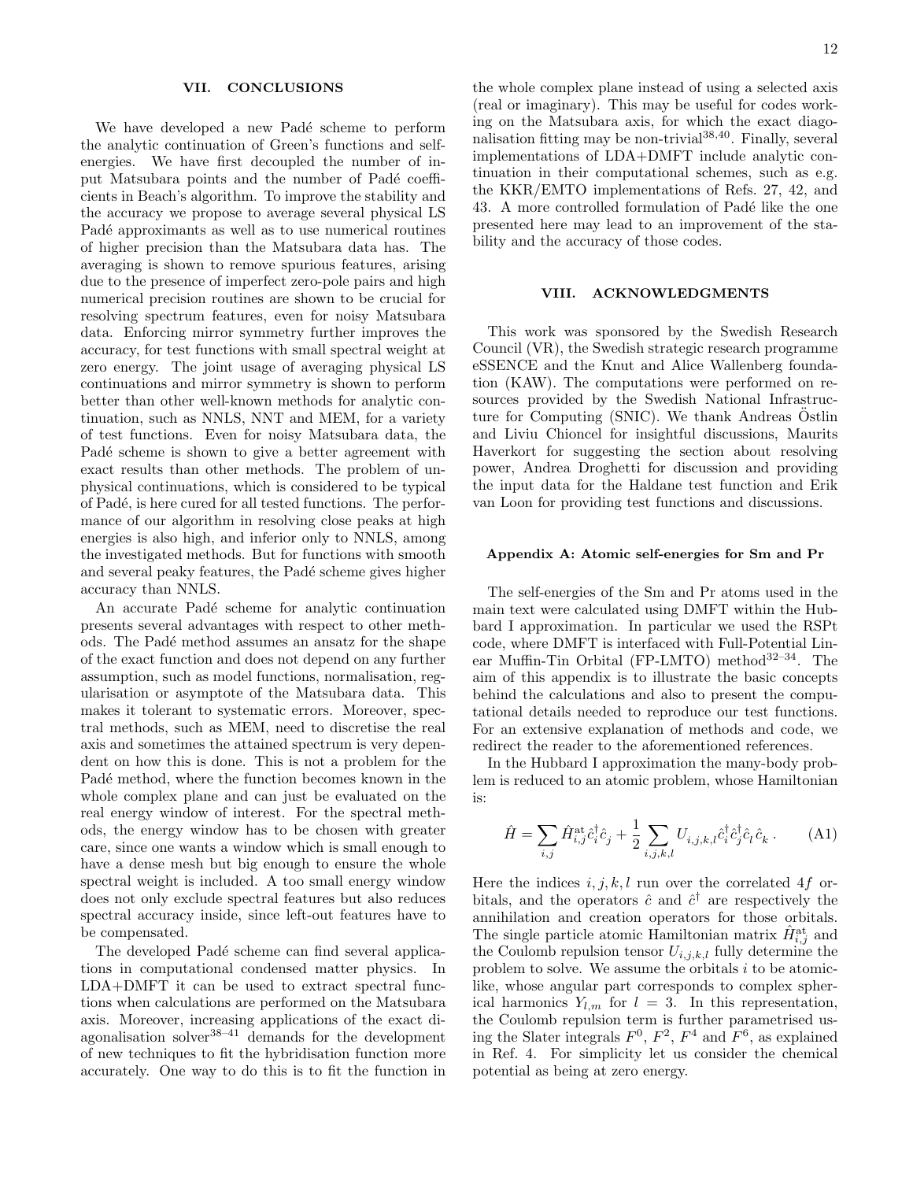## VII. CONCLUSIONS

We have developed a new Padé scheme to perform the analytic continuation of Green's functions and self-energies. We have first decoupled the number of input Matsubara points and the number of Padé coefficients in Beach's algorithm. To improve the stability and the accuracy we propose to average several physical LS Padé approximants as well as to use numerical routines of higher precision than the Matsubara data has. The averaging is shown to remove spurious features, arising due to the presence of imperfect zero-pole pairs and high numerical precision routines are shown to be crucial for resolving spectrum features, even for noisy Matsubara data. Enforcing mirror symmetry further improves the accuracy, for test functions with small spectral weight at zero energy. The joint usage of averaging physical LS continuations and mirror symmetry is shown to perform better than other well-known methods for analytic continuation, such as NNLS, NNT and MEM, for a variety of test functions. Even for noisy Matsubara data, the Padé scheme is shown to give a better agreement with exact results than other methods. The problem of unphysical continuations, which is considered to be typical of Padé, is here cured for all tested functions. The performance of our algorithm in resolving close peaks at high energies is also high, and inferior only to NNLS, among the investigated methods. But for functions with smooth and several peaky features, the Padé scheme gives higher accuracy than NNLS.

An accurate Padé scheme for analytic continuation presents several advantages with respect to other methods. The Padé method assumes an ansatz for the shape of the exact function and does not depend on any further assumption, such as model functions, normalisation, regularisation or asymptote of the Matsubara data. This makes it tolerant to systematic errors. Moreover, spectral methods, such as MEM, need to discretise the real axis and sometimes the attained spectrum is very dependent on how this is done. This is not a problem for the Padé method, where the function becomes known in the whole complex plane and can just be evaluated on the real energy window of interest. For the spectral methods, the energy window has to be chosen with greater care, since one wants a window which is small enough to have a dense mesh but big enough to ensure the whole spectral weight is included. A too small energy window does not only exclude spectral features but also reduces spectral accuracy inside, since left-out features have to be compensated.

The developed Padé scheme can find several applications in computational condensed matter physics. In LDA+DMFT it can be used to extract spectral functions when calculations are performed on the Matsubara axis. Moreover, increasing applications of the exact diagonalisation solver[38–41] demands for the development of new techniques to fit the hybridisation function more accurately. One way to do this is to fit the function in the whole complex plane instead of using a selected axis (real or imaginary). This may be useful for codes working on the Matsubara axis, for which the exact diagonalisation fitting may be non-trivial[38,40]. Finally, several implementations of LDA+DMFT include analytic continuation in their computational schemes, such as e.g. the KKR/EMTO implementations of Refs. 27, 42, and 43. A more controlled formulation of Padé like the one presented here may lead to an improvement of the stability and the accuracy of those codes.

## VIII. ACKNOWLEDGMENTS

This work was sponsored by the Swedish Research Council (VR), the Swedish strategic research programme eSSENCE and the Knut and Alice Wallenberg foundation (KAW). The computations were performed on resources provided by the Swedish National Infrastructure for Computing (SNIC). We thank Andreas Östlin and Liviu Chioncel for insightful discussions, Maurits Haverkort for suggesting the section about resolving power, Andrea Droghetti for discussion and providing the input data for the Haldane test function and Erik van Loon for providing test functions and discussions.

### Appendix A: Atomic self-energies for Sm and Pr

The self-energies of the Sm and Pr atoms used in the main text were calculated using DMFT within the Hubbard I approximation. In particular we used the RSPt code, where DMFT is interfaced with Full-Potential Linear Muffin-Tin Orbital (FP-LMTO) method[32–34]. The aim of this appendix is to illustrate the basic concepts behind the calculations and also to present the computational details needed to reproduce our test functions. For an extensive explanation of methods and code, we redirect the reader to the aforementioned references.

In the Hubbard I approximation the many-body problem is reduced to an atomic problem, whose Hamiltonian is:

$$\hat{H} = \sum_{i,j} \hat{H}^{\text{at}}_{i,j} \hat{c}^{\dagger}_i \hat{c}_j + \frac{1}{2} \sum_{i,j,k,l} U_{i,j,k,l} \hat{c}^{\dagger}_i \hat{c}^{\dagger}_j \hat{c}_l \hat{c}_k \,. \tag{A1}$$

Here the indices $i, j, k, l$ run over the correlated $4f$ orbitals, and the operators $\hat{c}$ and $\hat{c}^{\dagger}$ are respectively the annihilation and creation operators for those orbitals. The single particle atomic Hamiltonian matrix $\hat{H}^{\text{at}}_{i,j}$ and the Coulomb repulsion tensor $U_{i,j,k,l}$ fully determine the problem to solve. We assume the orbitals $i$ to be atomic-like, whose angular part corresponds to complex spherical harmonics $Y_{l,m}$ for $l = 3$. In this representation, the Coulomb repulsion term is further parametrised using the Slater integrals $F^0$, $F^2$, $F^4$ and $F^6$, as explained in Ref. 4. For simplicity let us consider the chemical potential as being at zero energy.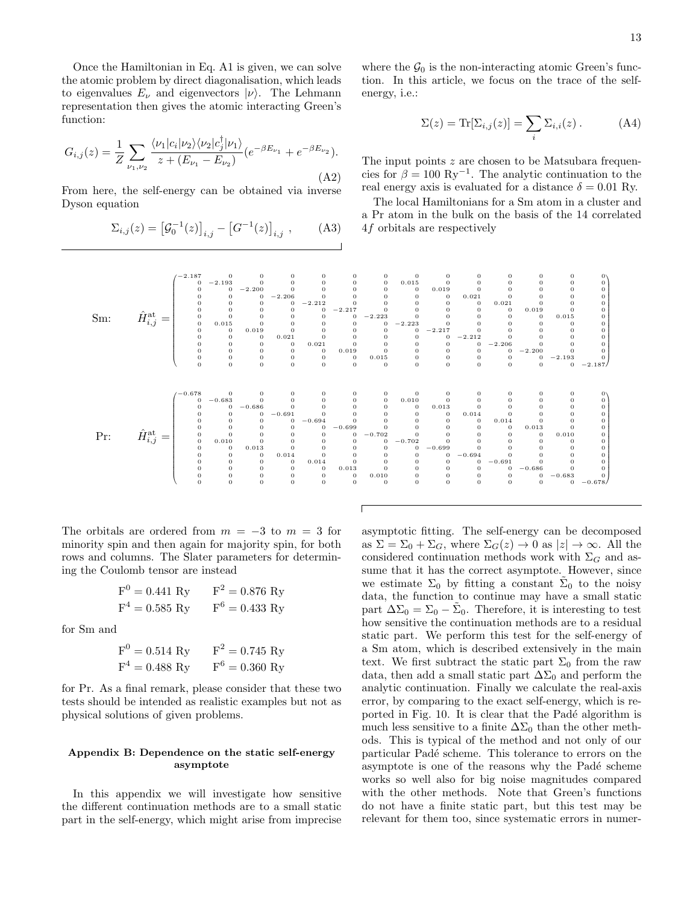Once the Hamiltonian in Eq. A1 is given, we can solve the atomic problem by direct diagonalisation, which leads to eigenvalues $E_\nu$ and eigenvectors $|\nu\rangle$. The Lehmann representation then gives the atomic interacting Green's function:

$$G_{i,j}(z) = \frac{1}{Z}\sum_{\nu_1,\nu_2} \frac{\langle\nu_1|c_i|\nu_2\rangle\langle\nu_2|c_j^\dagger|\nu_1\rangle}{z+(E_{\nu_1}-E_{\nu_2})}(e^{-\beta E_{\nu_1}}+e^{-\beta E_{\nu_2}}). \tag{A2}$$

From here, the self-energy can be obtained via inverse Dyson equation

$$\Sigma_{i,j}(z) = \left[\mathcal{G}_0^{-1}(z)\right]_{i,j} - \left[G^{-1}(z)\right]_{i,j} , \tag{A3}$$

where the $\mathcal{G}_0$ is the non-interacting atomic Green's function. In this article, we focus on the trace of the self-energy, i.e.:

$$\Sigma(z) = \mathrm{Tr}[\Sigma_{i,j}(z)] = \sum_i \Sigma_{i,i}(z) \,. \tag{A4}$$

The input points $z$ are chosen to be Matsubara frequencies for $\beta = 100$ Ry$^{-1}$. The analytic continuation to the real energy axis is evaluated for a distance $\delta = 0.01$ Ry.

The local Hamiltonians for a Sm atom in a cluster and a Pr atom in the bulk on the basis of the 14 correlated $4f$ orbitals are respectively

$$\text{Sm:}\qquad \hat{H}^{\mathrm{at}}_{i,j} = \begin{pmatrix}
-2.187 & 0 & 0 & 0 & 0 & 0 & 0 & 0 & 0 & 0 & 0 & 0 & 0 & 0\\
0 & -2.193 & 0 & 0 & 0 & 0 & 0 & 0.015 & 0 & 0 & 0 & 0 & 0 & 0\\
0 & 0 & -2.200 & 0 & 0 & 0 & 0 & 0 & 0.019 & 0 & 0 & 0 & 0 & 0\\
0 & 0 & 0 & -2.206 & 0 & 0 & 0 & 0 & 0 & 0.021 & 0 & 0 & 0 & 0\\
0 & 0 & 0 & 0 & -2.212 & 0 & 0 & 0 & 0 & 0 & 0.021 & 0 & 0 & 0\\
0 & 0 & 0 & 0 & 0 & -2.217 & 0 & 0 & 0 & 0 & 0 & 0.019 & 0 & 0\\
0 & 0 & 0 & 0 & 0 & 0 & -2.223 & 0 & 0 & 0 & 0 & 0 & 0.015 & 0\\
0 & 0.015 & 0 & 0 & 0 & 0 & 0 & -2.223 & 0 & 0 & 0 & 0 & 0 & 0\\
0 & 0 & 0.019 & 0 & 0 & 0 & 0 & 0 & -2.217 & 0 & 0 & 0 & 0 & 0\\
0 & 0 & 0 & 0.021 & 0 & 0 & 0 & 0 & 0 & -2.212 & 0 & 0 & 0 & 0\\
0 & 0 & 0 & 0 & 0.021 & 0 & 0 & 0 & 0 & 0 & -2.206 & 0 & 0 & 0\\
0 & 0 & 0 & 0 & 0 & 0.019 & 0 & 0 & 0 & 0 & 0 & -2.200 & 0 & 0\\
0 & 0 & 0 & 0 & 0 & 0 & 0.015 & 0 & 0 & 0 & 0 & 0 & -2.193 & 0\\
0 & 0 & 0 & 0 & 0 & 0 & 0 & 0 & 0 & 0 & 0 & 0 & 0 & -2.187
\end{pmatrix}$$

$$\text{Pr:}\qquad \hat{H}^{\mathrm{at}}_{i,j} = \begin{pmatrix}
-0.678 & 0 & 0 & 0 & 0 & 0 & 0 & 0 & 0 & 0 & 0 & 0 & 0 & 0\\
0 & -0.683 & 0 & 0 & 0 & 0 & 0 & 0.010 & 0 & 0 & 0 & 0 & 0 & 0\\
0 & 0 & -0.686 & 0 & 0 & 0 & 0 & 0 & 0.013 & 0 & 0 & 0 & 0 & 0\\
0 & 0 & 0 & -0.691 & 0 & 0 & 0 & 0 & 0 & 0.014 & 0 & 0 & 0 & 0\\
0 & 0 & 0 & 0 & -0.694 & 0 & 0 & 0 & 0 & 0 & 0.014 & 0 & 0 & 0\\
0 & 0 & 0 & 0 & 0 & -0.699 & 0 & 0 & 0 & 0 & 0 & 0.013 & 0 & 0\\
0 & 0 & 0 & 0 & 0 & 0 & -0.702 & 0 & 0 & 0 & 0 & 0 & 0.010 & 0\\
0 & 0.010 & 0 & 0 & 0 & 0 & 0 & -0.702 & 0 & 0 & 0 & 0 & 0 & 0\\
0 & 0 & 0.013 & 0 & 0 & 0 & 0 & 0 & -0.699 & 0 & 0 & 0 & 0 & 0\\
0 & 0 & 0 & 0.014 & 0 & 0 & 0 & 0 & 0 & -0.694 & 0 & 0 & 0 & 0\\
0 & 0 & 0 & 0 & 0.014 & 0 & 0 & 0 & 0 & 0 & -0.691 & 0 & 0 & 0\\
0 & 0 & 0 & 0 & 0 & 0.013 & 0 & 0 & 0 & 0 & 0 & -0.686 & 0 & 0\\
0 & 0 & 0 & 0 & 0 & 0 & 0.010 & 0 & 0 & 0 & 0 & 0 & -0.683 & 0\\
0 & 0 & 0 & 0 & 0 & 0 & 0 & 0 & 0 & 0 & 0 & 0 & 0 & -0.678
\end{pmatrix}$$

The orbitals are ordered from $m = -3$ to $m = 3$ for minority spin and then again for majority spin, for both rows and columns. The Slater parameters for determining the Coulomb tensor are instead

$$\mathrm{F}^0 = 0.441 \text{ Ry} \qquad \mathrm{F}^2 = 0.876 \text{ Ry}$$
$$\mathrm{F}^4 = 0.585 \text{ Ry} \qquad \mathrm{F}^6 = 0.433 \text{ Ry}$$

for Sm and

$$\mathrm{F}^0 = 0.514 \text{ Ry} \qquad \mathrm{F}^2 = 0.745 \text{ Ry}$$
$$\mathrm{F}^4 = 0.488 \text{ Ry} \qquad \mathrm{F}^6 = 0.360 \text{ Ry}$$

for Pr. As a final remark, please consider that these two tests should be intended as realistic examples but not as physical solutions of given problems.

## Appendix B: Dependence on the static self-energy asymptote

In this appendix we will investigate how sensitive the different continuation methods are to a small static part in the self-energy, which might arise from imprecise asymptotic fitting. The self-energy can be decomposed as $\Sigma = \Sigma_0 + \Sigma_G$, where $\Sigma_G(z) \to 0$ as $|z| \to \infty$. All the considered continuation methods work with $\Sigma_G$ and assume that it has the correct asymptote. However, since we estimate $\Sigma_0$ by fitting a constant $\tilde{\Sigma}_0$ to the noisy data, the function to continue may have a small static part $\Delta\Sigma_0 = \Sigma_0 - \tilde{\Sigma}_0$. Therefore, it is interesting to test how sensitive the continuation methods are to a residual static part. We perform this test for the self-energy of a Sm atom, which is described extensively in the main text. We first subtract the static part $\Sigma_0$ from the raw data, then add a small static part $\Delta\Sigma_0$ and perform the analytic continuation. Finally we calculate the real-axis error, by comparing to the exact self-energy, which is reported in Fig. 10. It is clear that the Padé algorithm is much less sensitive to a finite $\Delta\Sigma_0$ than the other methods. This is typical of the method and not only of our particular Padé scheme. This tolerance to errors on the asymptote is one of the reasons why the Padé scheme works so well also for big noise magnitudes compared with the other methods. Note that Green's functions do not have a finite static part, but this test may be relevant for them too, since systematic errors in numer-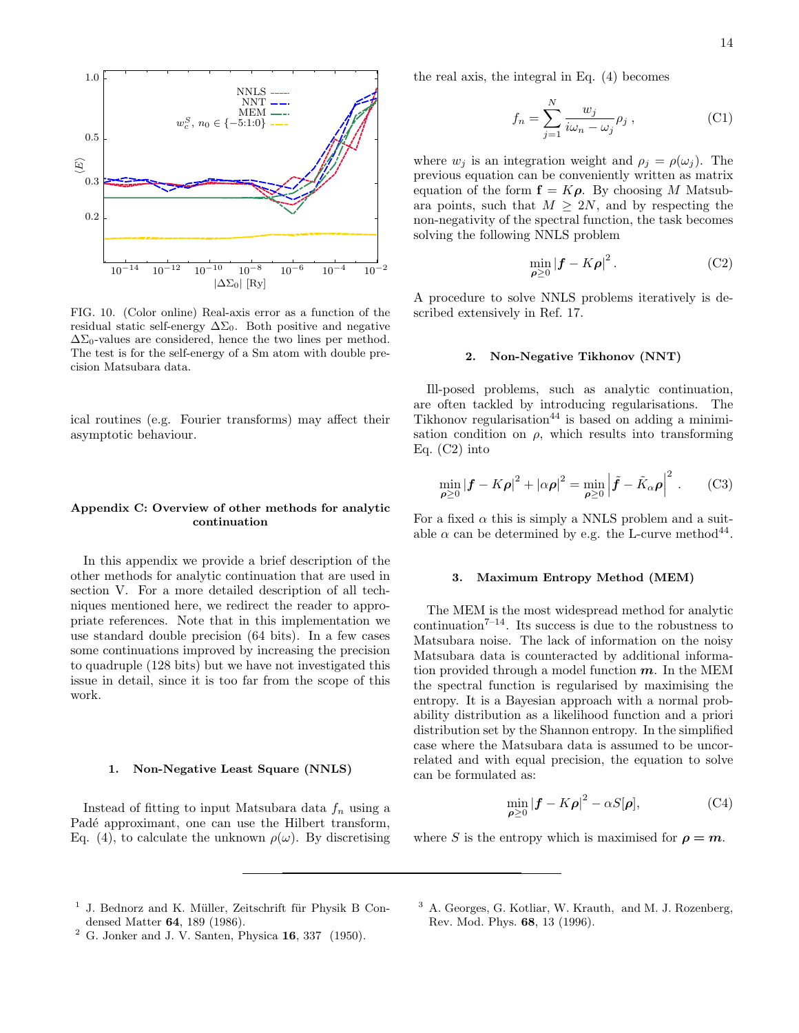FIG. 10. (Color online) Real-axis error as a function of the residual static self-energy $\Delta\Sigma_0$. Both positive and negative $\Delta\Sigma_0$-values are considered, hence the two lines per method. The test is for the self-energy of a Sm atom with double precision Matsubara data.

ical routines (e.g. Fourier transforms) may affect their asymptotic behaviour.

## Appendix C: Overview of other methods for analytic continuation

In this appendix we provide a brief description of the other methods for analytic continuation that are used in section V. For a more detailed description of all techniques mentioned here, we redirect the reader to appropriate references. Note that in this implementation we use standard double precision (64 bits). In a few cases some continuations improved by increasing the precision to quadruple (128 bits) but we have not investigated this issue in detail, since it is too far from the scope of this work.

### 1. Non-Negative Least Square (NNLS)

Instead of fitting to input Matsubara data $f_n$ using a Padé approximant, one can use the Hilbert transform, Eq. (4), to calculate the unknown $\rho(\omega)$. By discretising the real axis, the integral in Eq. (4) becomes

$$f_n = \sum_{j=1}^{N} \frac{w_j}{i\omega_n - \omega_j}\rho_j \,, \tag{C1}$$

where $w_j$ is an integration weight and $\rho_j = \rho(\omega_j)$. The previous equation can be conveniently written as matrix equation of the form $\mathbf{f} = K\boldsymbol{\rho}$. By choosing $M$ Matsubara points, such that $M \geq 2N$, and by respecting the non-negativity of the spectral function, the task becomes solving the following NNLS problem

$$\min_{\boldsymbol{\rho}\geq 0} |\boldsymbol{f} - K\boldsymbol{\rho}|^2 \,. \tag{C2}$$

A procedure to solve NNLS problems iteratively is described extensively in Ref. 17.

### 2. Non-Negative Tikhonov (NNT)

Ill-posed problems, such as analytic continuation, are often tackled by introducing regularisations. The Tikhonov regularisation[44] is based on adding a minimisation condition on $\rho$, which results into transforming Eq. (C2) into

$$\min_{\boldsymbol{\rho}\geq 0} |\boldsymbol{f} - K\boldsymbol{\rho}|^2 + |\alpha\boldsymbol{\rho}|^2 = \min_{\boldsymbol{\rho}\geq 0} \left|\tilde{\boldsymbol{f}} - \tilde{K}_\alpha\boldsymbol{\rho}\right|^2 \,. \tag{C3}$$

For a fixed $\alpha$ this is simply a NNLS problem and a suitable $\alpha$ can be determined by e.g. the L-curve method[44].

### 3. Maximum Entropy Method (MEM)

The MEM is the most widespread method for analytic continuation[7–14]. Its success is due to the robustness to Matsubara noise. The lack of information on the noisy Matsubara data is counteracted by additional information provided through a model function $\boldsymbol{m}$. In the MEM the spectral function is regularised by maximising the entropy. It is a Bayesian approach with a normal probability distribution as a likelihood function and a priori distribution set by the Shannon entropy. In the simplified case where the Matsubara data is assumed to be uncorrelated and with equal precision, the equation to solve can be formulated as:

$$\min_{\boldsymbol{\rho}\geq 0} |\boldsymbol{f} - K\boldsymbol{\rho}|^2 - \alpha S[\boldsymbol{\rho}], \tag{C4}$$

where $S$ is the entropy which is maximised for $\boldsymbol{\rho} = \boldsymbol{m}$.

---

[1] J. Bednorz and K. Müller, Zeitschrift für Physik B Condensed Matter **64**, 189 (1986).

[2] G. Jonker and J. V. Santen, Physica **16**, 337 (1950).

[3] A. Georges, G. Kotliar, W. Krauth, and M. J. Rozenberg, Rev. Mod. Phys. **68**, 13 (1996).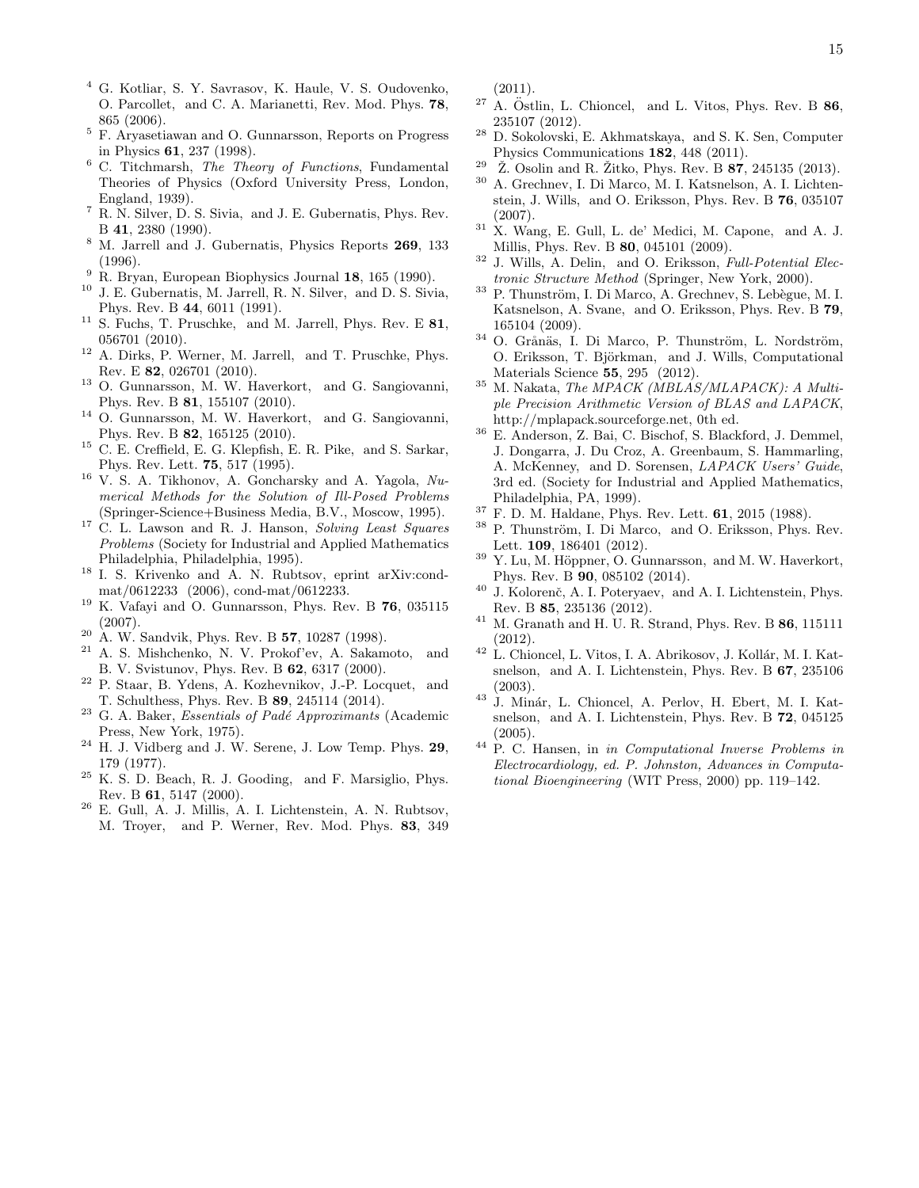[4] G. Kotliar, S. Y. Savrasov, K. Haule, V. S. Oudovenko, O. Parcollet, and C. A. Marianetti, Rev. Mod. Phys. **78**, 865 (2006).

[5] F. Aryasetiawan and O. Gunnarsson, Reports on Progress in Physics **61**, 237 (1998).

[6] C. Titchmarsh, *The Theory of Functions*, Fundamental Theories of Physics (Oxford University Press, London, England, 1939).

[7] R. N. Silver, D. S. Sivia, and J. E. Gubernatis, Phys. Rev. B **41**, 2380 (1990).

[8] M. Jarrell and J. Gubernatis, Physics Reports **269**, 133 (1996).

[9] R. Bryan, European Biophysics Journal **18**, 165 (1990).

[10] J. E. Gubernatis, M. Jarrell, R. N. Silver, and D. S. Sivia, Phys. Rev. B **44**, 6011 (1991).

[11] S. Fuchs, T. Pruschke, and M. Jarrell, Phys. Rev. E **81**, 056701 (2010).

[12] A. Dirks, P. Werner, M. Jarrell, and T. Pruschke, Phys. Rev. E **82**, 026701 (2010).

[13] O. Gunnarsson, M. W. Haverkort, and G. Sangiovanni, Phys. Rev. B **81**, 155107 (2010).

[14] O. Gunnarsson, M. W. Haverkort, and G. Sangiovanni, Phys. Rev. B **82**, 165125 (2010).

[15] C. E. Creffield, E. G. Klepfish, E. R. Pike, and S. Sarkar, Phys. Rev. Lett. **75**, 517 (1995).

[16] V. S. A. Tikhonov, A. Goncharsky and A. Yagola, *Numerical Methods for the Solution of Ill-Posed Problems* (Springer-Science+Business Media, B.V., Moscow, 1995).

[17] C. L. Lawson and R. J. Hanson, *Solving Least Squares Problems* (Society for Industrial and Applied Mathematics Philadelphia, Philadelphia, 1995).

[18] I. S. Krivenko and A. N. Rubtsov, eprint arXiv:cond-mat/0612233 (2006), cond-mat/0612233.

[19] K. Vafayi and O. Gunnarsson, Phys. Rev. B **76**, 035115 (2007).

[20] A. W. Sandvik, Phys. Rev. B **57**, 10287 (1998).

[21] A. S. Mishchenko, N. V. Prokof'ev, A. Sakamoto, and B. V. Svistunov, Phys. Rev. B **62**, 6317 (2000).

[22] P. Staar, B. Ydens, A. Kozhevnikov, J.-P. Locquet, and T. Schulthess, Phys. Rev. B **89**, 245114 (2014).

[23] G. A. Baker, *Essentials of Padé Approximants* (Academic Press, New York, 1975).

[24] H. J. Vidberg and J. W. Serene, J. Low Temp. Phys. **29**, 179 (1977).

[25] K. S. D. Beach, R. J. Gooding, and F. Marsiglio, Phys. Rev. B **61**, 5147 (2000).

[26] E. Gull, A. J. Millis, A. I. Lichtenstein, A. N. Rubtsov, M. Troyer, and P. Werner, Rev. Mod. Phys. **83**, 349 (2011).

[27] A. Östlin, L. Chioncel, and L. Vitos, Phys. Rev. B **86**, 235107 (2012).

[28] D. Sokolovski, E. Akhmatskaya, and S. K. Sen, Computer Physics Communications **182**, 448 (2011).

[29] Ž. Osolin and R. Žitko, Phys. Rev. B **87**, 245135 (2013).

[30] A. Grechnev, I. Di Marco, M. I. Katsnelson, A. I. Lichtenstein, J. Wills, and O. Eriksson, Phys. Rev. B **76**, 035107 (2007).

[31] X. Wang, E. Gull, L. de' Medici, M. Capone, and A. J. Millis, Phys. Rev. B **80**, 045101 (2009).

[32] J. Wills, A. Delin, and O. Eriksson, *Full-Potential Electronic Structure Method* (Springer, New York, 2000).

[33] P. Thunström, I. Di Marco, A. Grechnev, S. Lebègue, M. I. Katsnelson, A. Svane, and O. Eriksson, Phys. Rev. B **79**, 165104 (2009).

[34] O. Grånäs, I. Di Marco, P. Thunström, L. Nordström, O. Eriksson, T. Björkman, and J. Wills, Computational Materials Science **55**, 295 (2012).

[35] M. Nakata, *The MPACK (MBLAS/MLAPACK): A Multiple Precision Arithmetic Version of BLAS and LAPACK*, http://mplapack.sourceforge.net, 0th ed.

[36] E. Anderson, Z. Bai, C. Bischof, S. Blackford, J. Demmel, J. Dongarra, J. Du Croz, A. Greenbaum, S. Hammarling, A. McKenney, and D. Sorensen, *LAPACK Users' Guide*, 3rd ed. (Society for Industrial and Applied Mathematics, Philadelphia, PA, 1999).

[37] F. D. M. Haldane, Phys. Rev. Lett. **61**, 2015 (1988).

[38] P. Thunström, I. Di Marco, and O. Eriksson, Phys. Rev. Lett. **109**, 186401 (2012).

[39] Y. Lu, M. Höppner, O. Gunnarsson, and M. W. Haverkort, Phys. Rev. B **90**, 085102 (2014).

[40] J. Kolorenč, A. I. Poteryaev, and A. I. Lichtenstein, Phys. Rev. B **85**, 235136 (2012).

[41] M. Granath and H. U. R. Strand, Phys. Rev. B **86**, 115111 (2012).

[42] L. Chioncel, L. Vitos, I. A. Abrikosov, J. Kollár, M. I. Katsnelson, and A. I. Lichtenstein, Phys. Rev. B **67**, 235106 (2003).

[43] J. Minár, L. Chioncel, A. Perlov, H. Ebert, M. I. Katsnelson, and A. I. Lichtenstein, Phys. Rev. B **72**, 045125 (2005).

[44] P. C. Hansen, in *in Computational Inverse Problems in Electrocardiology, ed. P. Johnston, Advances in Computational Bioengineering* (WIT Press, 2000) pp. 119–142.